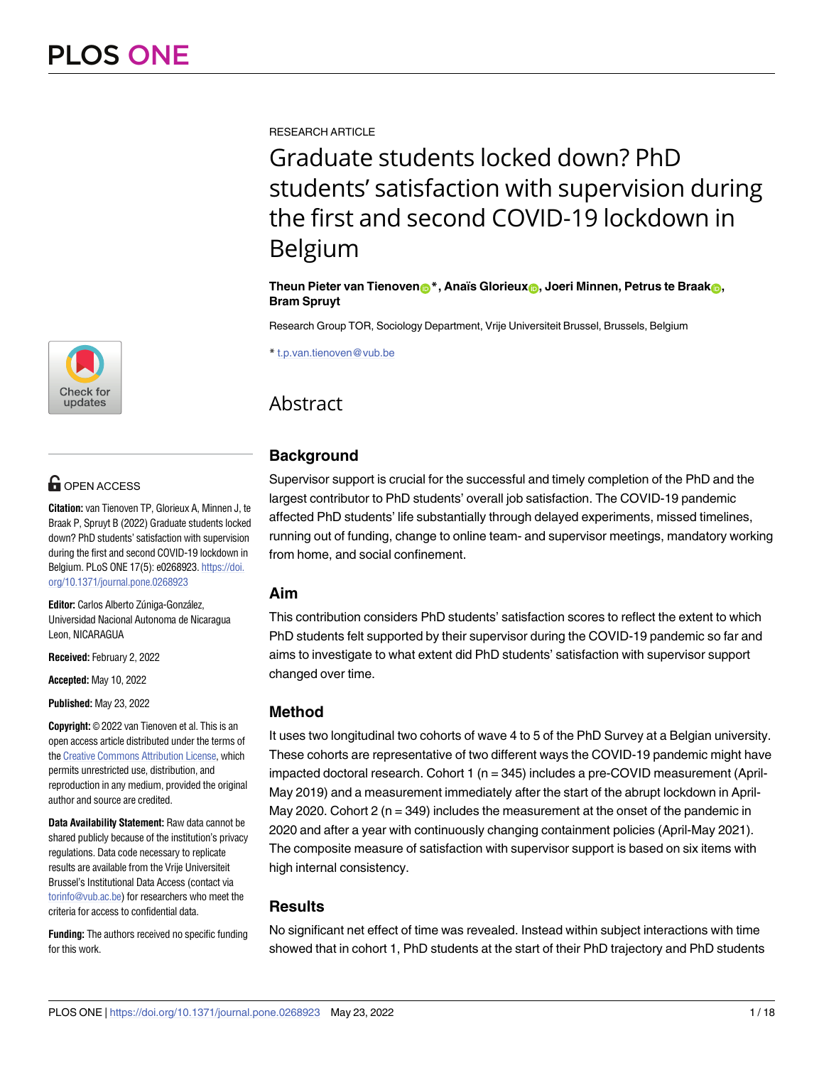RESEARCH ARTICLE

# Graduate students locked down? PhD students' satisfaction with supervision during the first and second COVID-19 lockdown in Belgium

**Theun Pieter van Tienoven*, Anaïs Glorieux, Joeri Minnen, Petrus te Braak, Bram Spruyt**

Research Group TOR, Sociology Department, Vrije Universiteit Brussel, Brussels, Belgium

* t.p.van.tienoven@vub.be

OPEN ACCESS

**Citation:** van Tienoven TP, Glorieux A, Minnen J, te Braak P, Spruyt B (2022) Graduate students locked down? PhD students' satisfaction with supervision during the first and second COVID-19 lockdown in Belgium. PLoS ONE 17(5): e0268923. https://doi.org/10.1371/journal.pone.0268923

**Editor:** Carlos Alberto Zúniga-González, Universidad Nacional Autonoma de Nicaragua Leon, NICARAGUA

**Received:** February 2, 2022

**Accepted:** May 10, 2022

**Published:** May 23, 2022

**Copyright:** © 2022 van Tienoven et al. This is an open access article distributed under the terms of the Creative Commons Attribution License, which permits unrestricted use, distribution, and reproduction in any medium, provided the original author and source are credited.

**Data Availability Statement:** Raw data cannot be shared publicly because of the institution's privacy regulations. Data code necessary to replicate results are available from the Vrije Universiteit Brussel's Institutional Data Access (contact via torinfo@vub.ac.be) for researchers who meet the criteria for access to confidential data.

**Funding:** The authors received no specific funding for this work.

## Abstract

### Background

Supervisor support is crucial for the successful and timely completion of the PhD and the largest contributor to PhD students' overall job satisfaction. The COVID-19 pandemic affected PhD students' life substantially through delayed experiments, missed timelines, running out of funding, change to online team- and supervisor meetings, mandatory working from home, and social confinement.

### Aim

This contribution considers PhD students' satisfaction scores to reflect the extent to which PhD students felt supported by their supervisor during the COVID-19 pandemic so far and aims to investigate to what extent did PhD students' satisfaction with supervisor support changed over time.

### Method

It uses two longitudinal two cohorts of wave 4 to 5 of the PhD Survey at a Belgian university. These cohorts are representative of two different ways the COVID-19 pandemic might have impacted doctoral research. Cohort 1 (n = 345) includes a pre-COVID measurement (April-May 2019) and a measurement immediately after the start of the abrupt lockdown in April-May 2020. Cohort 2 (n = 349) includes the measurement at the onset of the pandemic in 2020 and after a year with continuously changing containment policies (April-May 2021). The composite measure of satisfaction with supervisor support is based on six items with high internal consistency.

### Results

No significant net effect of time was revealed. Instead within subject interactions with time showed that in cohort 1, PhD students at the start of their PhD trajectory and PhD students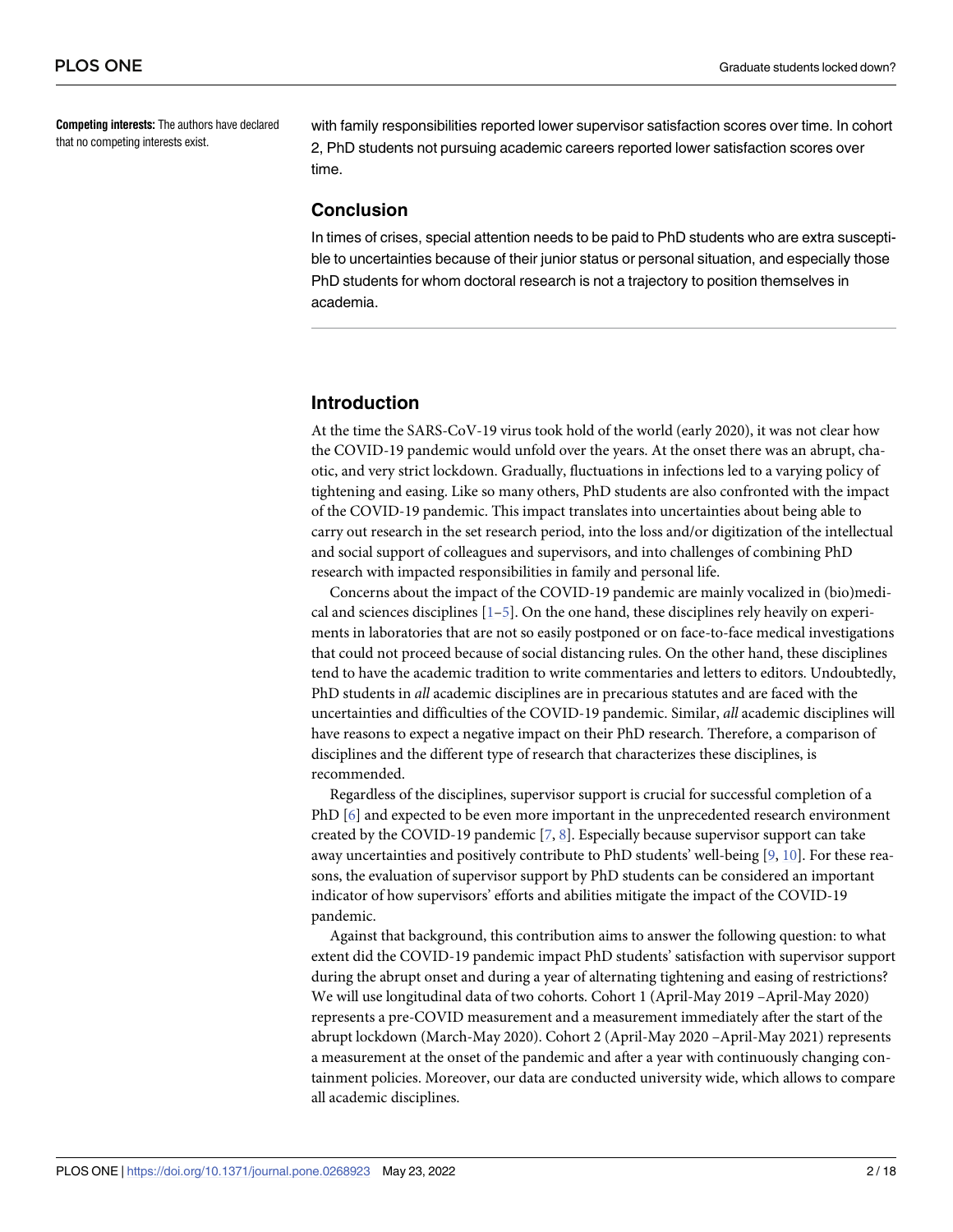**Competing interests:** The authors have declared that no competing interests exist.

with family responsibilities reported lower supervisor satisfaction scores over time. In cohort 2, PhD students not pursuing academic careers reported lower satisfaction scores over time.

## Conclusion

In times of crises, special attention needs to be paid to PhD students who are extra susceptible to uncertainties because of their junior status or personal situation, and especially those PhD students for whom doctoral research is not a trajectory to position themselves in academia.

## Introduction

At the time the SARS-CoV-19 virus took hold of the world (early 2020), it was not clear how the COVID-19 pandemic would unfold over the years. At the onset there was an abrupt, chaotic, and very strict lockdown. Gradually, fluctuations in infections led to a varying policy of tightening and easing. Like so many others, PhD students are also confronted with the impact of the COVID-19 pandemic. This impact translates into uncertainties about being able to carry out research in the set research period, into the loss and/or digitization of the intellectual and social support of colleagues and supervisors, and into challenges of combining PhD research with impacted responsibilities in family and personal life.

Concerns about the impact of the COVID-19 pandemic are mainly vocalized in (bio)medical and sciences disciplines [1–5]. On the one hand, these disciplines rely heavily on experiments in laboratories that are not so easily postponed or on face-to-face medical investigations that could not proceed because of social distancing rules. On the other hand, these disciplines tend to have the academic tradition to write commentaries and letters to editors. Undoubtedly, PhD students in *all* academic disciplines are in precarious statutes and are faced with the uncertainties and difficulties of the COVID-19 pandemic. Similar, *all* academic disciplines will have reasons to expect a negative impact on their PhD research. Therefore, a comparison of disciplines and the different type of research that characterizes these disciplines, is recommended.

Regardless of the disciplines, supervisor support is crucial for successful completion of a PhD [6] and expected to be even more important in the unprecedented research environment created by the COVID-19 pandemic [7, 8]. Especially because supervisor support can take away uncertainties and positively contribute to PhD students' well-being [9, 10]. For these reasons, the evaluation of supervisor support by PhD students can be considered an important indicator of how supervisors' efforts and abilities mitigate the impact of the COVID-19 pandemic.

Against that background, this contribution aims to answer the following question: to what extent did the COVID-19 pandemic impact PhD students' satisfaction with supervisor support during the abrupt onset and during a year of alternating tightening and easing of restrictions? We will use longitudinal data of two cohorts. Cohort 1 (April-May 2019 –April-May 2020) represents a pre-COVID measurement and a measurement immediately after the start of the abrupt lockdown (March-May 2020). Cohort 2 (April-May 2020 –April-May 2021) represents a measurement at the onset of the pandemic and after a year with continuously changing containment policies. Moreover, our data are conducted university wide, which allows to compare all academic disciplines.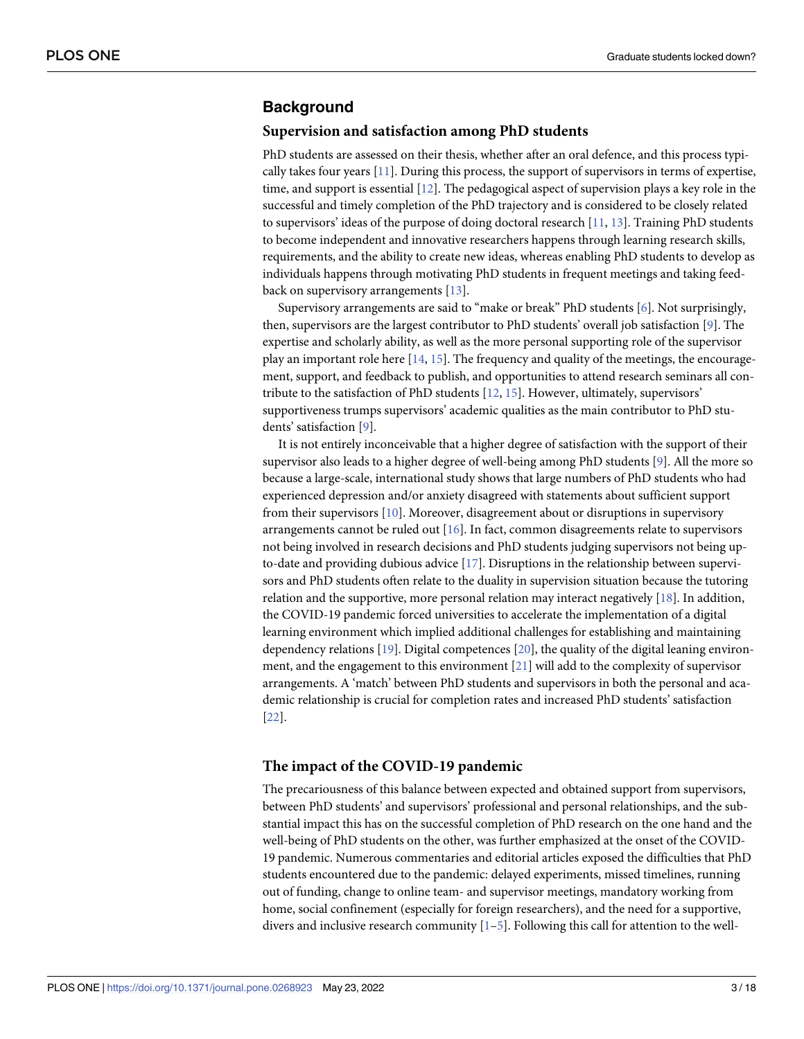## Background

### Supervision and satisfaction among PhD students

PhD students are assessed on their thesis, whether after an oral defence, and this process typically takes four years [11]. During this process, the support of supervisors in terms of expertise, time, and support is essential [12]. The pedagogical aspect of supervision plays a key role in the successful and timely completion of the PhD trajectory and is considered to be closely related to supervisors' ideas of the purpose of doing doctoral research [11, 13]. Training PhD students to become independent and innovative researchers happens through learning research skills, requirements, and the ability to create new ideas, whereas enabling PhD students to develop as individuals happens through motivating PhD students in frequent meetings and taking feedback on supervisory arrangements [13].

Supervisory arrangements are said to "make or break" PhD students [6]. Not surprisingly, then, supervisors are the largest contributor to PhD students' overall job satisfaction [9]. The expertise and scholarly ability, as well as the more personal supporting role of the supervisor play an important role here [14, 15]. The frequency and quality of the meetings, the encouragement, support, and feedback to publish, and opportunities to attend research seminars all contribute to the satisfaction of PhD students [12, 15]. However, ultimately, supervisors' supportiveness trumps supervisors' academic qualities as the main contributor to PhD students' satisfaction [9].

It is not entirely inconceivable that a higher degree of satisfaction with the support of their supervisor also leads to a higher degree of well-being among PhD students [9]. All the more so because a large-scale, international study shows that large numbers of PhD students who had experienced depression and/or anxiety disagreed with statements about sufficient support from their supervisors [10]. Moreover, disagreement about or disruptions in supervisory arrangements cannot be ruled out [16]. In fact, common disagreements relate to supervisors not being involved in research decisions and PhD students judging supervisors not being up-to-date and providing dubious advice [17]. Disruptions in the relationship between supervisors and PhD students often relate to the duality in supervision situation because the tutoring relation and the supportive, more personal relation may interact negatively [18]. In addition, the COVID-19 pandemic forced universities to accelerate the implementation of a digital learning environment which implied additional challenges for establishing and maintaining dependency relations [19]. Digital competences [20], the quality of the digital leaning environment, and the engagement to this environment [21] will add to the complexity of supervisor arrangements. A 'match' between PhD students and supervisors in both the personal and academic relationship is crucial for completion rates and increased PhD students' satisfaction [22].

### The impact of the COVID-19 pandemic

The precariousness of this balance between expected and obtained support from supervisors, between PhD students' and supervisors' professional and personal relationships, and the substantial impact this has on the successful completion of PhD research on the one hand and the well-being of PhD students on the other, was further emphasized at the onset of the COVID-19 pandemic. Numerous commentaries and editorial articles exposed the difficulties that PhD students encountered due to the pandemic: delayed experiments, missed timelines, running out of funding, change to online team- and supervisor meetings, mandatory working from home, social confinement (especially for foreign researchers), and the need for a supportive, divers and inclusive research community [1–5]. Following this call for attention to the well-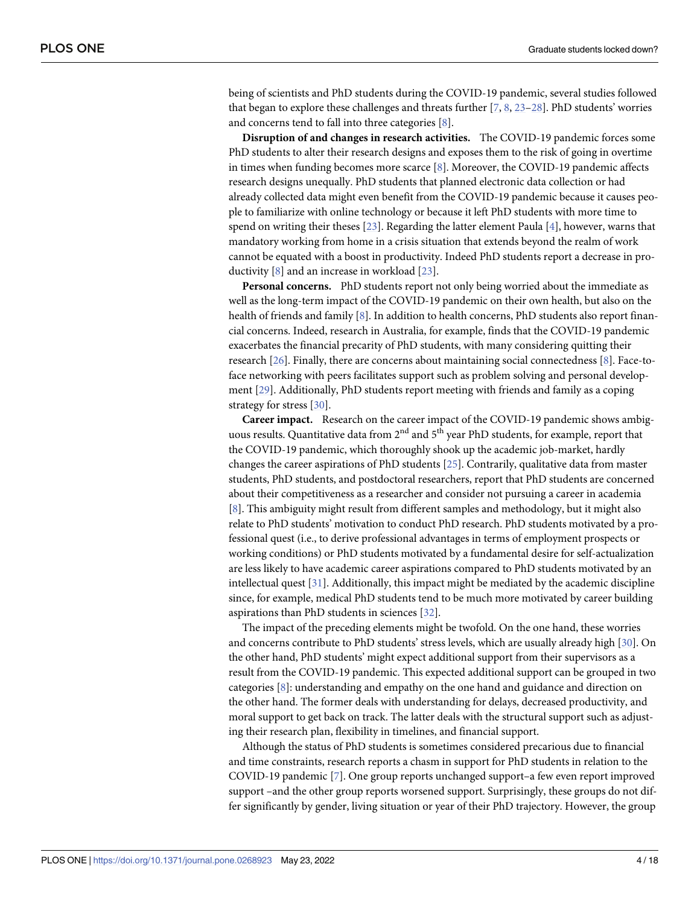being of scientists and PhD students during the COVID-19 pandemic, several studies followed that began to explore these challenges and threats further [7, 8, 23–28]. PhD students' worries and concerns tend to fall into three categories [8].

**Disruption of and changes in research activities.** The COVID-19 pandemic forces some PhD students to alter their research designs and exposes them to the risk of going in overtime in times when funding becomes more scarce [8]. Moreover, the COVID-19 pandemic affects research designs unequally. PhD students that planned electronic data collection or had already collected data might even benefit from the COVID-19 pandemic because it causes people to familiarize with online technology or because it left PhD students with more time to spend on writing their theses [23]. Regarding the latter element Paula [4], however, warns that mandatory working from home in a crisis situation that extends beyond the realm of work cannot be equated with a boost in productivity. Indeed PhD students report a decrease in productivity [8] and an increase in workload [23].

**Personal concerns.** PhD students report not only being worried about the immediate as well as the long-term impact of the COVID-19 pandemic on their own health, but also on the health of friends and family [8]. In addition to health concerns, PhD students also report financial concerns. Indeed, research in Australia, for example, finds that the COVID-19 pandemic exacerbates the financial precarity of PhD students, with many considering quitting their research [26]. Finally, there are concerns about maintaining social connectedness [8]. Face-to-face networking with peers facilitates support such as problem solving and personal development [29]. Additionally, PhD students report meeting with friends and family as a coping strategy for stress [30].

**Career impact.** Research on the career impact of the COVID-19 pandemic shows ambiguous results. Quantitative data from 2$^{nd}$ and 5$^{th}$ year PhD students, for example, report that the COVID-19 pandemic, which thoroughly shook up the academic job-market, hardly changes the career aspirations of PhD students [25]. Contrarily, qualitative data from master students, PhD students, and postdoctoral researchers, report that PhD students are concerned about their competitiveness as a researcher and consider not pursuing a career in academia [8]. This ambiguity might result from different samples and methodology, but it might also relate to PhD students' motivation to conduct PhD research. PhD students motivated by a professional quest (i.e., to derive professional advantages in terms of employment prospects or working conditions) or PhD students motivated by a fundamental desire for self-actualization are less likely to have academic career aspirations compared to PhD students motivated by an intellectual quest [31]. Additionally, this impact might be mediated by the academic discipline since, for example, medical PhD students tend to be much more motivated by career building aspirations than PhD students in sciences [32].

The impact of the preceding elements might be twofold. On the one hand, these worries and concerns contribute to PhD students' stress levels, which are usually already high [30]. On the other hand, PhD students' might expect additional support from their supervisors as a result from the COVID-19 pandemic. This expected additional support can be grouped in two categories [8]: understanding and empathy on the one hand and guidance and direction on the other hand. The former deals with understanding for delays, decreased productivity, and moral support to get back on track. The latter deals with the structural support such as adjusting their research plan, flexibility in timelines, and financial support.

Although the status of PhD students is sometimes considered precarious due to financial and time constraints, research reports a chasm in support for PhD students in relation to the COVID-19 pandemic [7]. One group reports unchanged support–a few even report improved support –and the other group reports worsened support. Surprisingly, these groups do not differ significantly by gender, living situation or year of their PhD trajectory. However, the group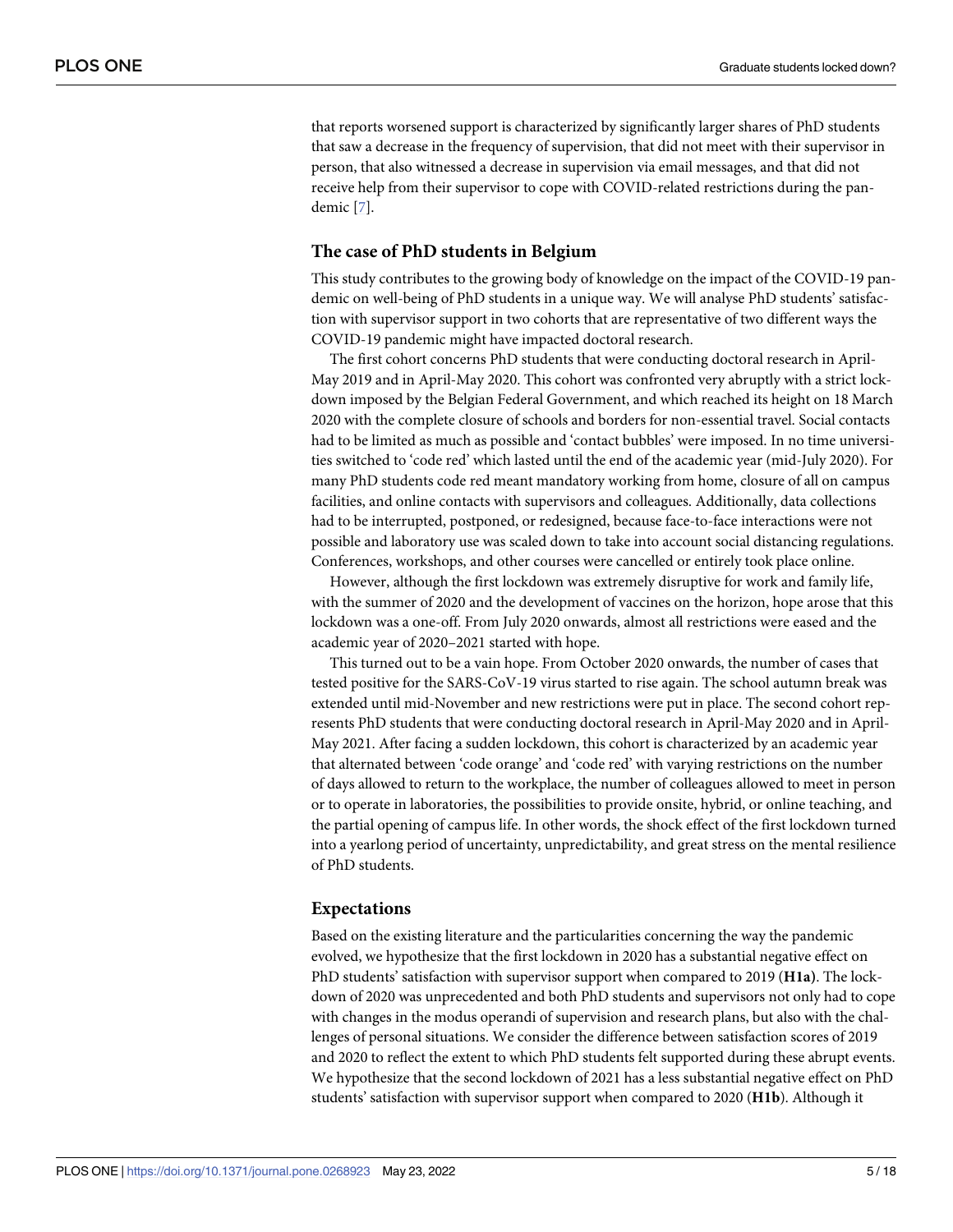that reports worsened support is characterized by significantly larger shares of PhD students that saw a decrease in the frequency of supervision, that did not meet with their supervisor in person, that also witnessed a decrease in supervision via email messages, and that did not receive help from their supervisor to cope with COVID-related restrictions during the pandemic [7].

## The case of PhD students in Belgium

This study contributes to the growing body of knowledge on the impact of the COVID-19 pandemic on well-being of PhD students in a unique way. We will analyse PhD students' satisfaction with supervisor support in two cohorts that are representative of two different ways the COVID-19 pandemic might have impacted doctoral research.

The first cohort concerns PhD students that were conducting doctoral research in April-May 2019 and in April-May 2020. This cohort was confronted very abruptly with a strict lockdown imposed by the Belgian Federal Government, and which reached its height on 18 March 2020 with the complete closure of schools and borders for non-essential travel. Social contacts had to be limited as much as possible and 'contact bubbles' were imposed. In no time universities switched to 'code red' which lasted until the end of the academic year (mid-July 2020). For many PhD students code red meant mandatory working from home, closure of all on campus facilities, and online contacts with supervisors and colleagues. Additionally, data collections had to be interrupted, postponed, or redesigned, because face-to-face interactions were not possible and laboratory use was scaled down to take into account social distancing regulations. Conferences, workshops, and other courses were cancelled or entirely took place online.

However, although the first lockdown was extremely disruptive for work and family life, with the summer of 2020 and the development of vaccines on the horizon, hope arose that this lockdown was a one-off. From July 2020 onwards, almost all restrictions were eased and the academic year of 2020–2021 started with hope.

This turned out to be a vain hope. From October 2020 onwards, the number of cases that tested positive for the SARS-CoV-19 virus started to rise again. The school autumn break was extended until mid-November and new restrictions were put in place. The second cohort represents PhD students that were conducting doctoral research in April-May 2020 and in April-May 2021. After facing a sudden lockdown, this cohort is characterized by an academic year that alternated between 'code orange' and 'code red' with varying restrictions on the number of days allowed to return to the workplace, the number of colleagues allowed to meet in person or to operate in laboratories, the possibilities to provide onsite, hybrid, or online teaching, and the partial opening of campus life. In other words, the shock effect of the first lockdown turned into a yearlong period of uncertainty, unpredictability, and great stress on the mental resilience of PhD students.

## Expectations

Based on the existing literature and the particularities concerning the way the pandemic evolved, we hypothesize that the first lockdown in 2020 has a substantial negative effect on PhD students' satisfaction with supervisor support when compared to 2019 (**H1a**). The lockdown of 2020 was unprecedented and both PhD students and supervisors not only had to cope with changes in the modus operandi of supervision and research plans, but also with the challenges of personal situations. We consider the difference between satisfaction scores of 2019 and 2020 to reflect the extent to which PhD students felt supported during these abrupt events. We hypothesize that the second lockdown of 2021 has a less substantial negative effect on PhD students' satisfaction with supervisor support when compared to 2020 (**H1b**). Although it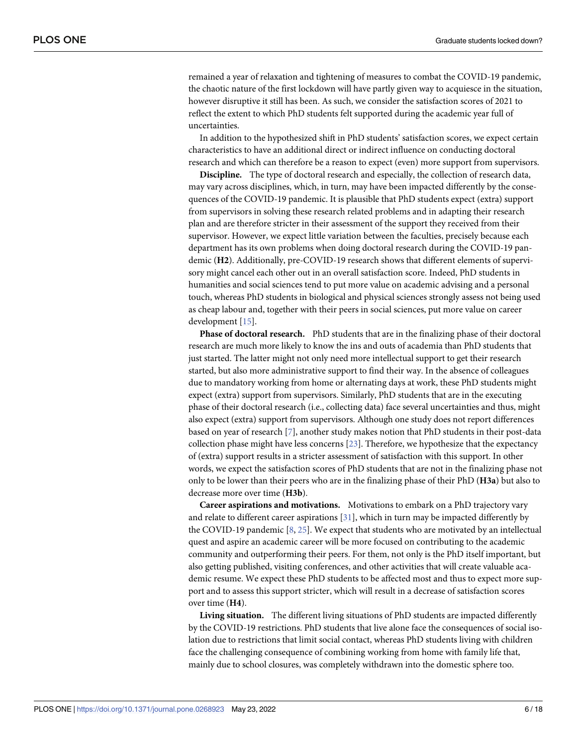remained a year of relaxation and tightening of measures to combat the COVID-19 pandemic, the chaotic nature of the first lockdown will have partly given way to acquiesce in the situation, however disruptive it still has been. As such, we consider the satisfaction scores of 2021 to reflect the extent to which PhD students felt supported during the academic year full of uncertainties.

In addition to the hypothesized shift in PhD students' satisfaction scores, we expect certain characteristics to have an additional direct or indirect influence on conducting doctoral research and which can therefore be a reason to expect (even) more support from supervisors.

**Discipline.** The type of doctoral research and especially, the collection of research data, may vary across disciplines, which, in turn, may have been impacted differently by the consequences of the COVID-19 pandemic. It is plausible that PhD students expect (extra) support from supervisors in solving these research related problems and in adapting their research plan and are therefore stricter in their assessment of the support they received from their supervisor. However, we expect little variation between the faculties, precisely because each department has its own problems when doing doctoral research during the COVID-19 pandemic (**H2**). Additionally, pre-COVID-19 research shows that different elements of supervisory might cancel each other out in an overall satisfaction score. Indeed, PhD students in humanities and social sciences tend to put more value on academic advising and a personal touch, whereas PhD students in biological and physical sciences strongly assess not being used as cheap labour and, together with their peers in social sciences, put more value on career development [15].

**Phase of doctoral research.** PhD students that are in the finalizing phase of their doctoral research are much more likely to know the ins and outs of academia than PhD students that just started. The latter might not only need more intellectual support to get their research started, but also more administrative support to find their way. In the absence of colleagues due to mandatory working from home or alternating days at work, these PhD students might expect (extra) support from supervisors. Similarly, PhD students that are in the executing phase of their doctoral research (i.e., collecting data) face several uncertainties and thus, might also expect (extra) support from supervisors. Although one study does not report differences based on year of research [7], another study makes notion that PhD students in their post-data collection phase might have less concerns [23]. Therefore, we hypothesize that the expectancy of (extra) support results in a stricter assessment of satisfaction with this support. In other words, we expect the satisfaction scores of PhD students that are not in the finalizing phase not only to be lower than their peers who are in the finalizing phase of their PhD (**H3a**) but also to decrease more over time (**H3b**).

**Career aspirations and motivations.** Motivations to embark on a PhD trajectory vary and relate to different career aspirations [31], which in turn may be impacted differently by the COVID-19 pandemic [8, 25]. We expect that students who are motivated by an intellectual quest and aspire an academic career will be more focused on contributing to the academic community and outperforming their peers. For them, not only is the PhD itself important, but also getting published, visiting conferences, and other activities that will create valuable academic resume. We expect these PhD students to be affected most and thus to expect more support and to assess this support stricter, which will result in a decrease of satisfaction scores over time (**H4**).

**Living situation.** The different living situations of PhD students are impacted differently by the COVID-19 restrictions. PhD students that live alone face the consequences of social isolation due to restrictions that limit social contact, whereas PhD students living with children face the challenging consequence of combining working from home with family life that, mainly due to school closures, was completely withdrawn into the domestic sphere too.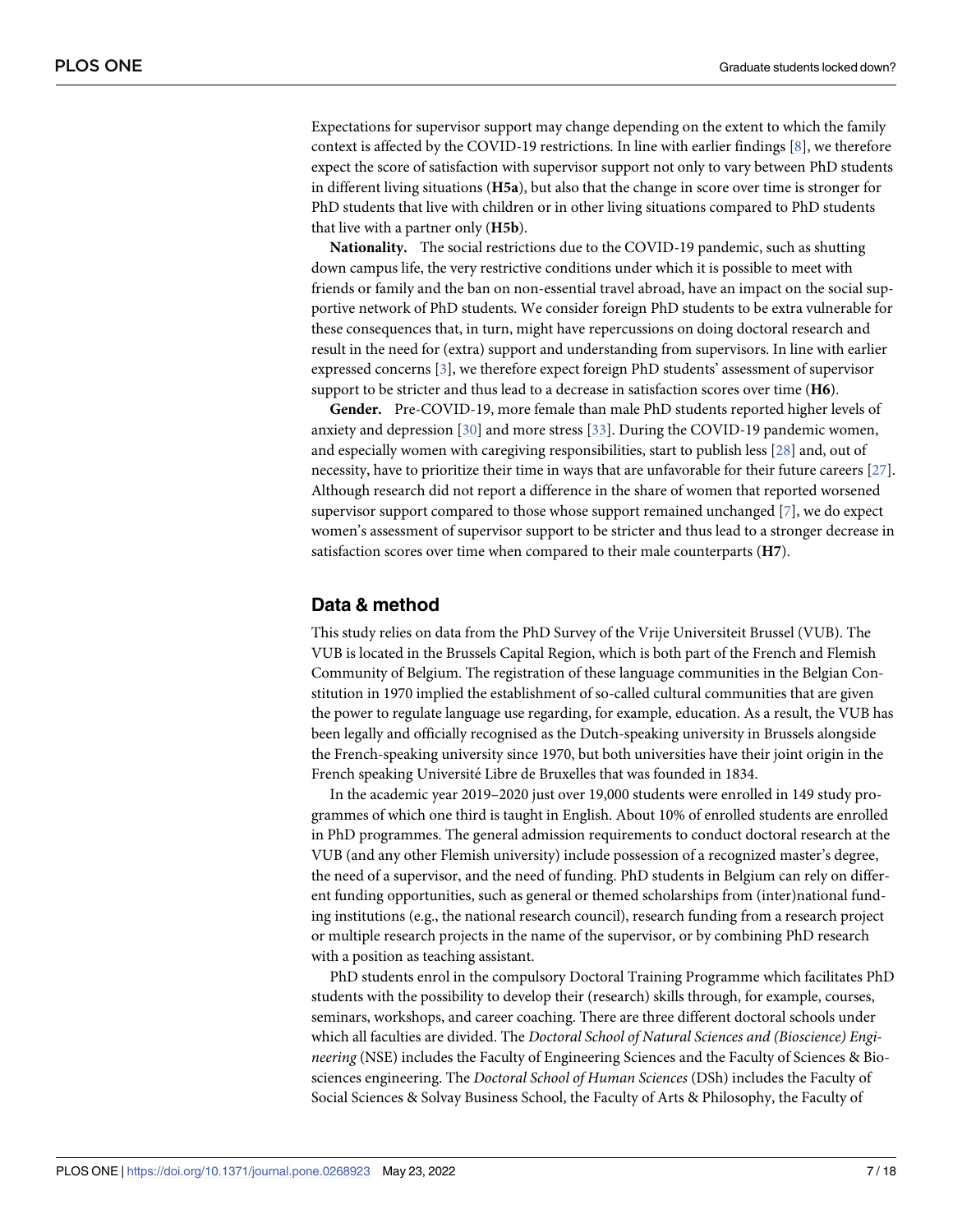Expectations for supervisor support may change depending on the extent to which the family context is affected by the COVID-19 restrictions. In line with earlier findings [8], we therefore expect the score of satisfaction with supervisor support not only to vary between PhD students in different living situations (**H5a**), but also that the change in score over time is stronger for PhD students that live with children or in other living situations compared to PhD students that live with a partner only (**H5b**).

**Nationality.** The social restrictions due to the COVID-19 pandemic, such as shutting down campus life, the very restrictive conditions under which it is possible to meet with friends or family and the ban on non-essential travel abroad, have an impact on the social supportive network of PhD students. We consider foreign PhD students to be extra vulnerable for these consequences that, in turn, might have repercussions on doing doctoral research and result in the need for (extra) support and understanding from supervisors. In line with earlier expressed concerns [3], we therefore expect foreign PhD students' assessment of supervisor support to be stricter and thus lead to a decrease in satisfaction scores over time (**H6**).

**Gender.** Pre-COVID-19, more female than male PhD students reported higher levels of anxiety and depression [30] and more stress [33]. During the COVID-19 pandemic women, and especially women with caregiving responsibilities, start to publish less [28] and, out of necessity, have to prioritize their time in ways that are unfavorable for their future careers [27]. Although research did not report a difference in the share of women that reported worsened supervisor support compared to those whose support remained unchanged [7], we do expect women's assessment of supervisor support to be stricter and thus lead to a stronger decrease in satisfaction scores over time when compared to their male counterparts (**H7**).

## Data & method

This study relies on data from the PhD Survey of the Vrije Universiteit Brussel (VUB). The VUB is located in the Brussels Capital Region, which is both part of the French and Flemish Community of Belgium. The registration of these language communities in the Belgian Constitution in 1970 implied the establishment of so-called cultural communities that are given the power to regulate language use regarding, for example, education. As a result, the VUB has been legally and officially recognised as the Dutch-speaking university in Brussels alongside the French-speaking university since 1970, but both universities have their joint origin in the French speaking Université Libre de Bruxelles that was founded in 1834.

In the academic year 2019–2020 just over 19,000 students were enrolled in 149 study programmes of which one third is taught in English. About 10% of enrolled students are enrolled in PhD programmes. The general admission requirements to conduct doctoral research at the VUB (and any other Flemish university) include possession of a recognized master's degree, the need of a supervisor, and the need of funding. PhD students in Belgium can rely on different funding opportunities, such as general or themed scholarships from (inter)national funding institutions (e.g., the national research council), research funding from a research project or multiple research projects in the name of the supervisor, or by combining PhD research with a position as teaching assistant.

PhD students enrol in the compulsory Doctoral Training Programme which facilitates PhD students with the possibility to develop their (research) skills through, for example, courses, seminars, workshops, and career coaching. There are three different doctoral schools under which all faculties are divided. The *Doctoral School of Natural Sciences and (Bioscience) Engineering* (NSE) includes the Faculty of Engineering Sciences and the Faculty of Sciences & Biosciences engineering. The *Doctoral School of Human Sciences* (DSh) includes the Faculty of Social Sciences & Solvay Business School, the Faculty of Arts & Philosophy, the Faculty of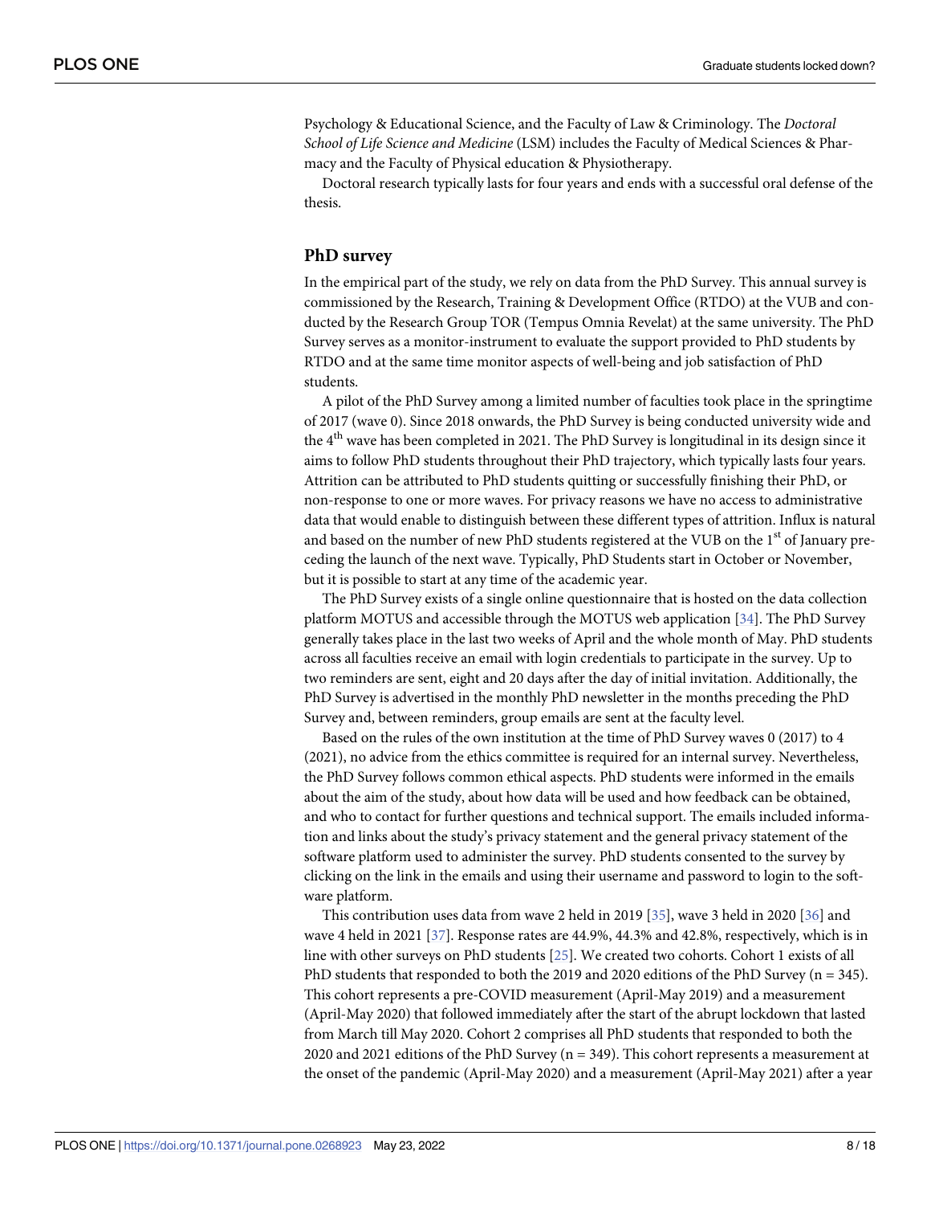Psychology & Educational Science, and the Faculty of Law & Criminology. The *Doctoral School of Life Science and Medicine* (LSM) includes the Faculty of Medical Sciences & Pharmacy and the Faculty of Physical education & Physiotherapy.

Doctoral research typically lasts for four years and ends with a successful oral defense of the thesis.

## PhD survey

In the empirical part of the study, we rely on data from the PhD Survey. This annual survey is commissioned by the Research, Training & Development Office (RTDO) at the VUB and conducted by the Research Group TOR (Tempus Omnia Revelat) at the same university. The PhD Survey serves as a monitor-instrument to evaluate the support provided to PhD students by RTDO and at the same time monitor aspects of well-being and job satisfaction of PhD students.

A pilot of the PhD Survey among a limited number of faculties took place in the springtime of 2017 (wave 0). Since 2018 onwards, the PhD Survey is being conducted university wide and the 4th wave has been completed in 2021. The PhD Survey is longitudinal in its design since it aims to follow PhD students throughout their PhD trajectory, which typically lasts four years. Attrition can be attributed to PhD students quitting or successfully finishing their PhD, or non-response to one or more waves. For privacy reasons we have no access to administrative data that would enable to distinguish between these different types of attrition. Influx is natural and based on the number of new PhD students registered at the VUB on the 1st of January preceding the launch of the next wave. Typically, PhD Students start in October or November, but it is possible to start at any time of the academic year.

The PhD Survey exists of a single online questionnaire that is hosted on the data collection platform MOTUS and accessible through the MOTUS web application [34]. The PhD Survey generally takes place in the last two weeks of April and the whole month of May. PhD students across all faculties receive an email with login credentials to participate in the survey. Up to two reminders are sent, eight and 20 days after the day of initial invitation. Additionally, the PhD Survey is advertised in the monthly PhD newsletter in the months preceding the PhD Survey and, between reminders, group emails are sent at the faculty level.

Based on the rules of the own institution at the time of PhD Survey waves 0 (2017) to 4 (2021), no advice from the ethics committee is required for an internal survey. Nevertheless, the PhD Survey follows common ethical aspects. PhD students were informed in the emails about the aim of the study, about how data will be used and how feedback can be obtained, and who to contact for further questions and technical support. The emails included information and links about the study's privacy statement and the general privacy statement of the software platform used to administer the survey. PhD students consented to the survey by clicking on the link in the emails and using their username and password to login to the software platform.

This contribution uses data from wave 2 held in 2019 [35], wave 3 held in 2020 [36] and wave 4 held in 2021 [37]. Response rates are 44.9%, 44.3% and 42.8%, respectively, which is in line with other surveys on PhD students [25]. We created two cohorts. Cohort 1 exists of all PhD students that responded to both the 2019 and 2020 editions of the PhD Survey (n = 345). This cohort represents a pre-COVID measurement (April-May 2019) and a measurement (April-May 2020) that followed immediately after the start of the abrupt lockdown that lasted from March till May 2020. Cohort 2 comprises all PhD students that responded to both the 2020 and 2021 editions of the PhD Survey (n = 349). This cohort represents a measurement at the onset of the pandemic (April-May 2020) and a measurement (April-May 2021) after a year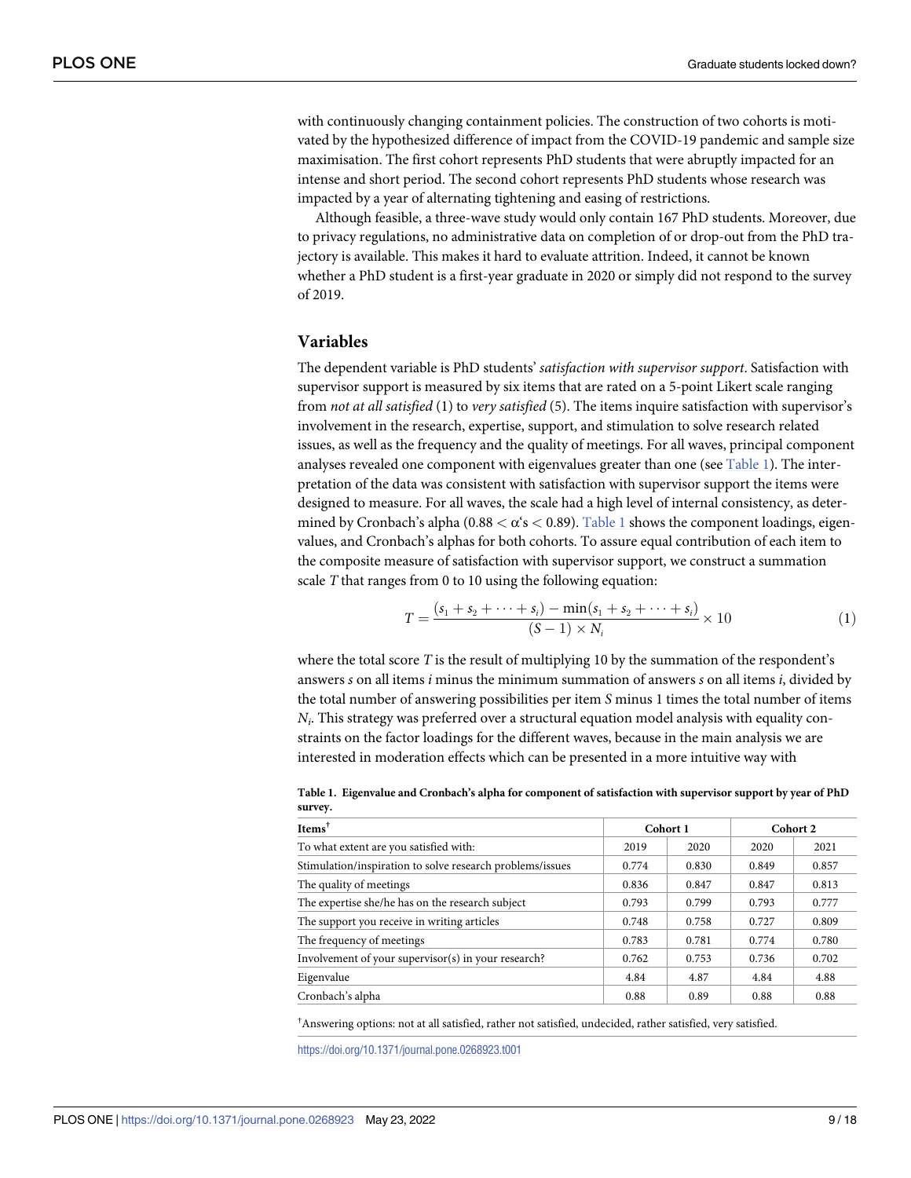with continuously changing containment policies. The construction of two cohorts is motivated by the hypothesized difference of impact from the COVID-19 pandemic and sample size maximisation. The first cohort represents PhD students that were abruptly impacted for an intense and short period. The second cohort represents PhD students whose research was impacted by a year of alternating tightening and easing of restrictions.

Although feasible, a three-wave study would only contain 167 PhD students. Moreover, due to privacy regulations, no administrative data on completion of or drop-out from the PhD trajectory is available. This makes it hard to evaluate attrition. Indeed, it cannot be known whether a PhD student is a first-year graduate in 2020 or simply did not respond to the survey of 2019.

## Variables

The dependent variable is PhD students' *satisfaction with supervisor support*. Satisfaction with supervisor support is measured by six items that are rated on a 5-point Likert scale ranging from *not at all satisfied* (1) to *very satisfied* (5). The items inquire satisfaction with supervisor's involvement in the research, expertise, support, and stimulation to solve research related issues, as well as the frequency and the quality of meetings. For all waves, principal component analyses revealed one component with eigenvalues greater than one (see Table 1). The interpretation of the data was consistent with satisfaction with supervisor support the items were designed to measure. For all waves, the scale had a high level of internal consistency, as determined by Cronbach's alpha ($0.88 < \alpha$'s $< 0.89$). Table 1 shows the component loadings, eigenvalues, and Cronbach's alphas for both cohorts. To assure equal contribution of each item to the composite measure of satisfaction with supervisor support, we construct a summation scale $T$ that ranges from 0 to 10 using the following equation:

$$T = \frac{(s_1 + s_2 + \cdots + s_i) - \min(s_1 + s_2 + \cdots + s_i)}{(S - 1) \times N_i} \times 10 \tag{1}$$

where the total score $T$ is the result of multiplying 10 by the summation of the respondent's answers $s$ on all items $i$ minus the minimum summation of answers $s$ on all items $i$, divided by the total number of answering possibilities per item $S$ minus 1 times the total number of items $N_i$. This strategy was preferred over a structural equation model analysis with equality constraints on the factor loadings for the different waves, because in the main analysis we are interested in moderation effects which can be presented in a more intuitive way with

**Table 1. Eigenvalue and Cronbach's alpha for component of satisfaction with supervisor support by year of PhD survey.**

| Items[†] | Cohort 1 | | Cohort 2 | |
|---|---|---|---|---|
| To what extent are you satisfied with: | 2019 | 2020 | 2020 | 2021 |
| Stimulation/inspiration to solve research problems/issues | 0.774 | 0.830 | 0.849 | 0.857 |
| The quality of meetings | 0.836 | 0.847 | 0.847 | 0.813 |
| The expertise she/he has on the research subject | 0.793 | 0.799 | 0.793 | 0.777 |
| The support you receive in writing articles | 0.748 | 0.758 | 0.727 | 0.809 |
| The frequency of meetings | 0.783 | 0.781 | 0.774 | 0.780 |
| Involvement of your supervisor(s) in your research? | 0.762 | 0.753 | 0.736 | 0.702 |
| Eigenvalue | 4.84 | 4.87 | 4.84 | 4.88 |
| Cronbach's alpha | 0.88 | 0.89 | 0.88 | 0.88 |

[†]Answering options: not at all satisfied, rather not satisfied, undecided, rather satisfied, very satisfied.

https://doi.org/10.1371/journal.pone.0268923.t001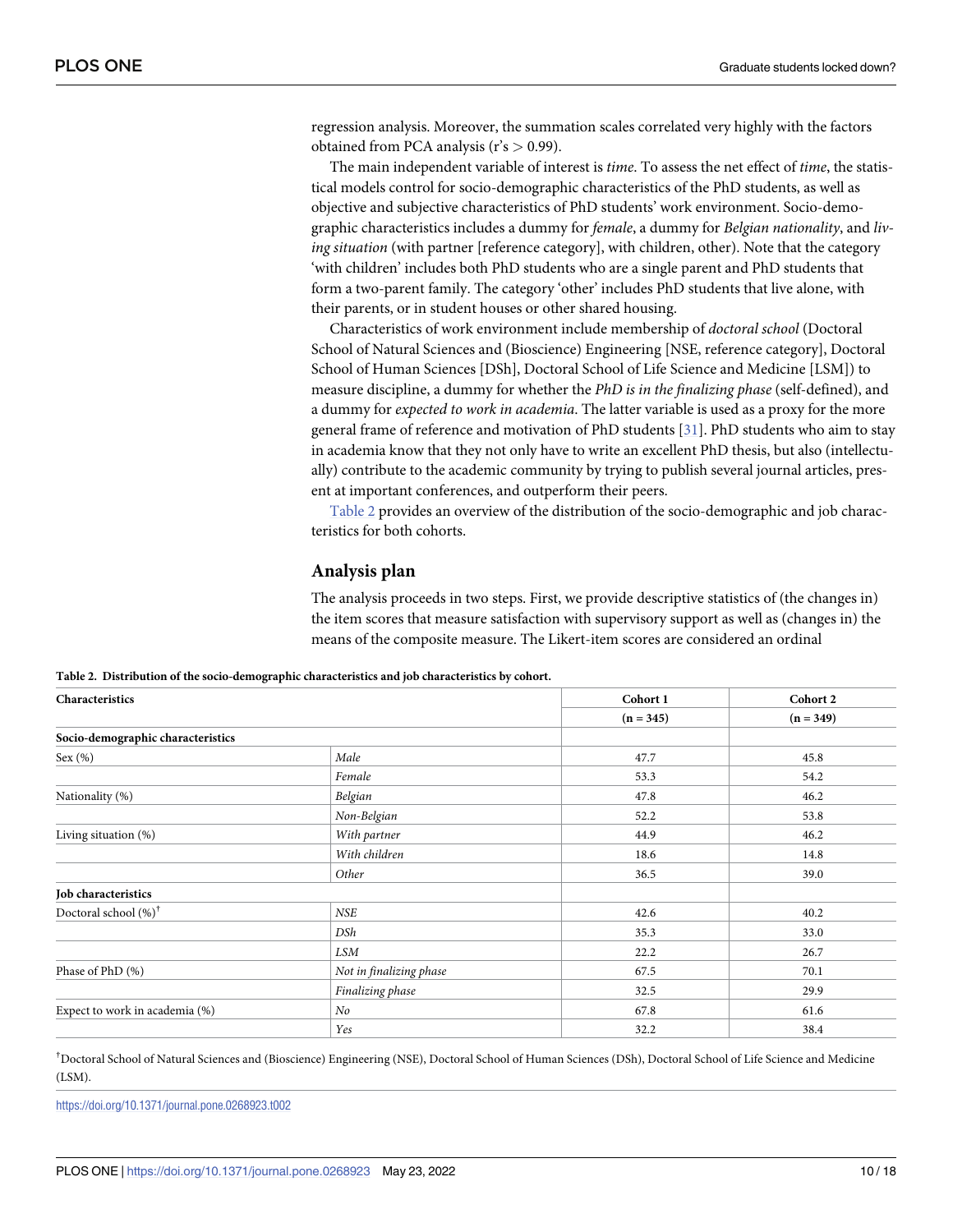regression analysis. Moreover, the summation scales correlated very highly with the factors obtained from PCA analysis (r's > 0.99).

The main independent variable of interest is *time*. To assess the net effect of *time*, the statistical models control for socio-demographic characteristics of the PhD students, as well as objective and subjective characteristics of PhD students' work environment. Socio-demographic characteristics includes a dummy for *female*, a dummy for *Belgian nationality*, and *living situation* (with partner [reference category], with children, other). Note that the category 'with children' includes both PhD students who are a single parent and PhD students that form a two-parent family. The category 'other' includes PhD students that live alone, with their parents, or in student houses or other shared housing.

Characteristics of work environment include membership of *doctoral school* (Doctoral School of Natural Sciences and (Bioscience) Engineering [NSE, reference category], Doctoral School of Human Sciences [DSh], Doctoral School of Life Science and Medicine [LSM]) to measure discipline, a dummy for whether the *PhD is in the finalizing phase* (self-defined), and a dummy for *expected to work in academia*. The latter variable is used as a proxy for the more general frame of reference and motivation of PhD students [31]. PhD students who aim to stay in academia know that they not only have to write an excellent PhD thesis, but also (intellectually) contribute to the academic community by trying to publish several journal articles, present at important conferences, and outperform their peers.

Table 2 provides an overview of the distribution of the socio-demographic and job characteristics for both cohorts.

## Analysis plan

The analysis proceeds in two steps. First, we provide descriptive statistics of (the changes in) the item scores that measure satisfaction with supervisory support as well as (changes in) the means of the composite measure. The Likert-item scores are considered an ordinal

**Table 2. Distribution of the socio-demographic characteristics and job characteristics by cohort.**

| Characteristics | | Cohort 1 | Cohort 2 |
|---|---|---|---|
| | | (n = 345) | (n = 349) |
| **Socio-demographic characteristics** | | | |
| Sex (%) | *Male* | 47.7 | 45.8 |
| | *Female* | 53.3 | 54.2 |
| Nationality (%) | *Belgian* | 47.8 | 46.2 |
| | *Non-Belgian* | 52.2 | 53.8 |
| Living situation (%) | *With partner* | 44.9 | 46.2 |
| | *With children* | 18.6 | 14.8 |
| | *Other* | 36.5 | 39.0 |
| **Job characteristics** | | | |
| Doctoral school (%)[†] | *NSE* | 42.6 | 40.2 |
| | *DSh* | 35.3 | 33.0 |
| | *LSM* | 22.2 | 26.7 |
| Phase of PhD (%) | *Not in finalizing phase* | 67.5 | 70.1 |
| | *Finalizing phase* | 32.5 | 29.9 |
| Expect to work in academia (%) | *No* | 67.8 | 61.6 |
| | *Yes* | 32.2 | 38.4 |

[†]Doctoral School of Natural Sciences and (Bioscience) Engineering (NSE), Doctoral School of Human Sciences (DSh), Doctoral School of Life Science and Medicine (LSM).

https://doi.org/10.1371/journal.pone.0268923.t002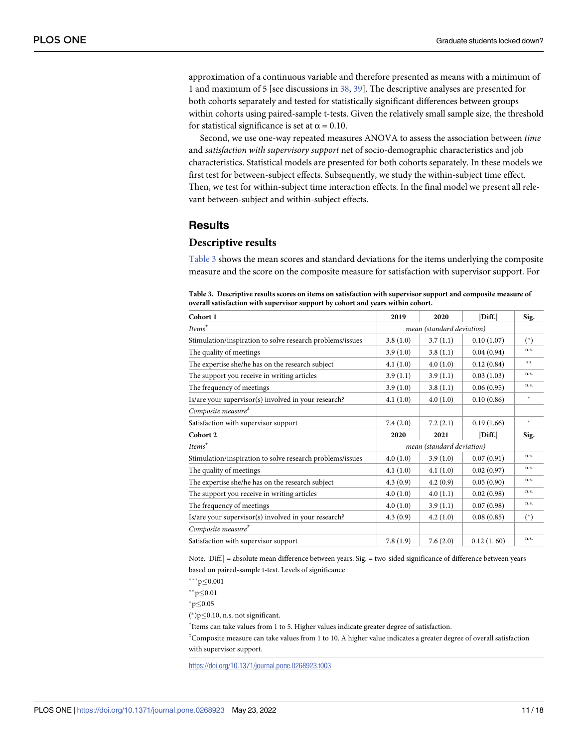approximation of a continuous variable and therefore presented as means with a minimum of 1 and maximum of 5 [see discussions in 38, 39]. The descriptive analyses are presented for both cohorts separately and tested for statistically significant differences between groups within cohorts using paired-sample t-tests. Given the relatively small sample size, the threshold for statistical significance is set at $\alpha = 0.10$.

Second, we use one-way repeated measures ANOVA to assess the association between *time* and *satisfaction with supervisory support* net of socio-demographic characteristics and job characteristics. Statistical models are presented for both cohorts separately. In these models we first test for between-subject effects. Subsequently, we study the within-subject time effect. Then, we test for within-subject time interaction effects. In the final model we present all relevant between-subject and within-subject effects.

## Results

### Descriptive results

Table 3 shows the mean scores and standard deviations for the items underlying the composite measure and the score on the composite measure for satisfaction with supervisor support. For

**Table 3. Descriptive results scores on items on satisfaction with supervisor support and composite measure of overall satisfaction with supervisor support by cohort and years within cohort.**

| **Cohort 1** | **2019** | **2020** | **\|Diff.\|** | **Sig.** |
|---|---|---|---|---|
| *Items*[†] | *mean (standard deviation)* | | | |
| Stimulation/inspiration to solve research problems/issues | 3.8 (1.0) | 3.7 (1.1) | 0.10 (1.07) | (*) |
| The quality of meetings | 3.9 (1.0) | 3.8 (1.1) | 0.04 (0.94) | n.s. |
| The expertise she/he has on the research subject | 4.1 (1.0) | 4.0 (1.0) | 0.12 (0.84) | ** |
| The support you receive in writing articles | 3.9 (1.1) | 3.9 (1.1) | 0.03 (1.03) | n.s. |
| The frequency of meetings | 3.9 (1.0) | 3.8 (1.1) | 0.06 (0.95) | n.s. |
| Is/are your supervisor(s) involved in your research? | 4.1 (1.0) | 4.0 (1.0) | 0.10 (0.86) | * |
| *Composite measure*[‡] | | | | |
| Satisfaction with supervisor support | 7.4 (2.0) | 7.2 (2.1) | 0.19 (1.66) | * |
| **Cohort 2** | **2020** | **2021** | **\|Diff.\|** | **Sig.** |
| *Items*[†] | *mean (standard deviation)* | | | |
| Stimulation/inspiration to solve research problems/issues | 4.0 (1.0) | 3.9 (1.0) | 0.07 (0.91) | n.s. |
| The quality of meetings | 4.1 (1.0) | 4.1 (1.0) | 0.02 (0.97) | n.s. |
| The expertise she/he has on the research subject | 4.3 (0.9) | 4.2 (0.9) | 0.05 (0.90) | n.s. |
| The support you receive in writing articles | 4.0 (1.0) | 4.0 (1.1) | 0.02 (0.98) | n.s. |
| The frequency of meetings | 4.0 (1.0) | 3.9 (1.1) | 0.07 (0.98) | n.s. |
| Is/are your supervisor(s) involved in your research? | 4.3 (0.9) | 4.2 (1.0) | 0.08 (0.85) | (*) |
| *Composite measure*[‡] | | | | |
| Satisfaction with supervisor support | 7.8 (1.9) | 7.6 (2.0) | 0.12 (1. 60) | n.s. |

Note. |Diff.| = absolute mean difference between years. Sig. = two-sided significance of difference between years based on paired-sample t-test. Levels of significance

***$p \leq 0.001$

**$p \leq 0.01$

*$p \leq 0.05$

(*)$p \leq 0.10$, n.s. not significant.

[†]Items can take values from 1 to 5. Higher values indicate greater degree of satisfaction.

[‡]Composite measure can take values from 1 to 10. A higher value indicates a greater degree of overall satisfaction with supervisor support.

https://doi.org/10.1371/journal.pone.0268923.t003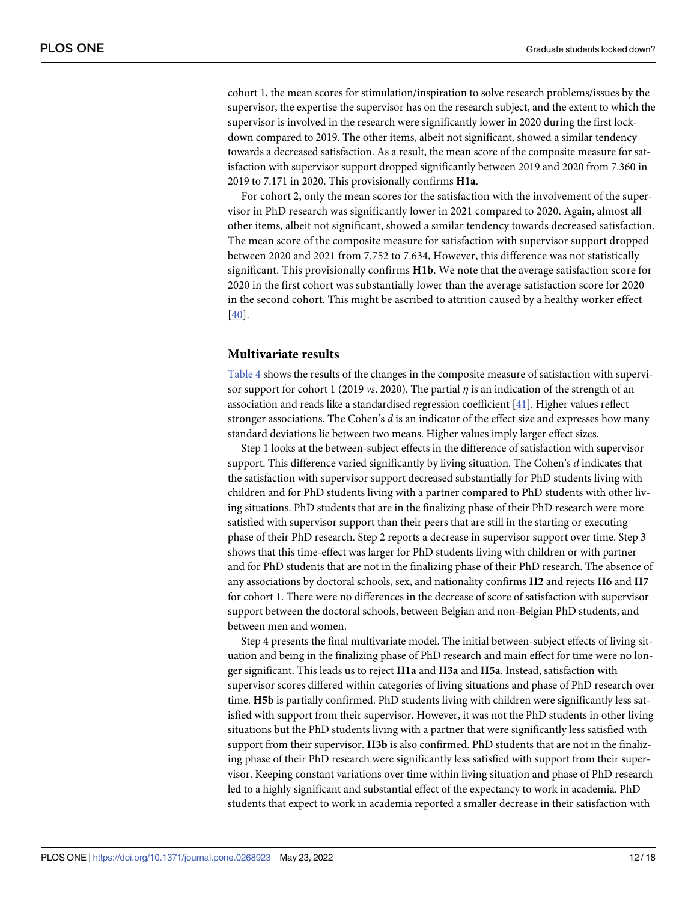cohort 1, the mean scores for stimulation/inspiration to solve research problems/issues by the supervisor, the expertise the supervisor has on the research subject, and the extent to which the supervisor is involved in the research were significantly lower in 2020 during the first lockdown compared to 2019. The other items, albeit not significant, showed a similar tendency towards a decreased satisfaction. As a result, the mean score of the composite measure for satisfaction with supervisor support dropped significantly between 2019 and 2020 from 7.360 in 2019 to 7.171 in 2020. This provisionally confirms **H1a**.

For cohort 2, only the mean scores for the satisfaction with the involvement of the supervisor in PhD research was significantly lower in 2021 compared to 2020. Again, almost all other items, albeit not significant, showed a similar tendency towards decreased satisfaction. The mean score of the composite measure for satisfaction with supervisor support dropped between 2020 and 2021 from 7.752 to 7.634, However, this difference was not statistically significant. This provisionally confirms **H1b**. We note that the average satisfaction score for 2020 in the first cohort was substantially lower than the average satisfaction score for 2020 in the second cohort. This might be ascribed to attrition caused by a healthy worker effect [40].

## Multivariate results

Table 4 shows the results of the changes in the composite measure of satisfaction with supervisor support for cohort 1 (2019 *vs*. 2020). The partial $\eta$ is an indication of the strength of an association and reads like a standardised regression coefficient [41]. Higher values reflect stronger associations. The Cohen's *d* is an indicator of the effect size and expresses how many standard deviations lie between two means. Higher values imply larger effect sizes.

Step 1 looks at the between-subject effects in the difference of satisfaction with supervisor support. This difference varied significantly by living situation. The Cohen's *d* indicates that the satisfaction with supervisor support decreased substantially for PhD students living with children and for PhD students living with a partner compared to PhD students with other living situations. PhD students that are in the finalizing phase of their PhD research were more satisfied with supervisor support than their peers that are still in the starting or executing phase of their PhD research. Step 2 reports a decrease in supervisor support over time. Step 3 shows that this time-effect was larger for PhD students living with children or with partner and for PhD students that are not in the finalizing phase of their PhD research. The absence of any associations by doctoral schools, sex, and nationality confirms **H2** and rejects **H6** and **H7** for cohort 1. There were no differences in the decrease of score of satisfaction with supervisor support between the doctoral schools, between Belgian and non-Belgian PhD students, and between men and women.

Step 4 presents the final multivariate model. The initial between-subject effects of living situation and being in the finalizing phase of PhD research and main effect for time were no longer significant. This leads us to reject **H1a** and **H3a** and **H5a**. Instead, satisfaction with supervisor scores differed within categories of living situations and phase of PhD research over time. **H5b** is partially confirmed. PhD students living with children were significantly less satisfied with support from their supervisor. However, it was not the PhD students in other living situations but the PhD students living with a partner that were significantly less satisfied with support from their supervisor. **H3b** is also confirmed. PhD students that are not in the finalizing phase of their PhD research were significantly less satisfied with support from their supervisor. Keeping constant variations over time within living situation and phase of PhD research led to a highly significant and substantial effect of the expectancy to work in academia. PhD students that expect to work in academia reported a smaller decrease in their satisfaction with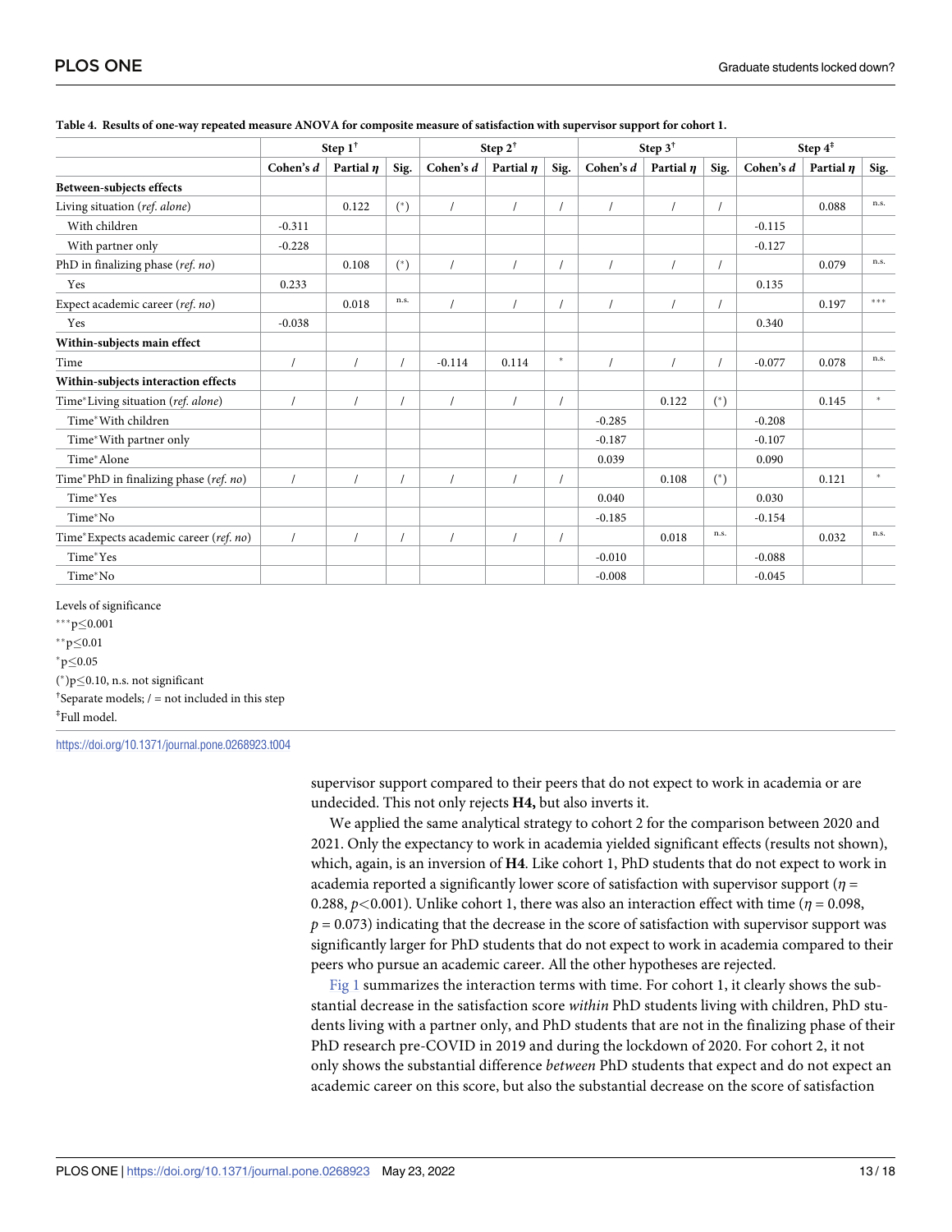**Table 4. Results of one-way repeated measure ANOVA for composite measure of satisfaction with supervisor support for cohort 1.**

| | Step 1[†] | | | Step 2[†] | | | Step 3[†] | | | Step 4[‡] | | |
|---|---|---|---|---|---|---|---|---|---|---|---|---|
| | Cohen's *d* | Partial *η* | Sig. | Cohen's *d* | Partial *η* | Sig. | Cohen's *d* | Partial *η* | Sig. | Cohen's *d* | Partial *η* | Sig. |
| **Between-subjects effects** | | | | | | | | | | | | |
| Living situation (*ref. alone*) | | 0.122 | (*) | / | / | / | / | / | / | | 0.088 | n.s. |
| With children | -0.311 | | | | | | | | | -0.115 | | |
| With partner only | -0.228 | | | | | | | | | -0.127 | | |
| PhD in finalizing phase (*ref. no*) | | 0.108 | (*) | / | / | / | / | / | / | | 0.079 | n.s. |
| Yes | 0.233 | | | | | | | | | 0.135 | | |
| Expect academic career (*ref. no*) | | 0.018 | n.s. | / | / | / | / | / | / | | 0.197 | *** |
| Yes | -0.038 | | | | | | | | | 0.340 | | |
| **Within-subjects main effect** | | | | | | | | | | | | |
| Time | / | / | / | -0.114 | 0.114 | * | / | / | / | -0.077 | 0.078 | n.s. |
| **Within-subjects interaction effects** | | | | | | | | | | | | |
| Time*Living situation (*ref. alone*) | / | / | / | / | / | / | | 0.122 | (*) | | 0.145 | * |
| Time*With children | | | | | | | -0.285 | | | -0.208 | | |
| Time*With partner only | | | | | | | -0.187 | | | -0.107 | | |
| Time*Alone | | | | | | | 0.039 | | | 0.090 | | |
| Time*PhD in finalizing phase (*ref. no*) | / | / | / | / | / | / | | 0.108 | (*) | | 0.121 | * |
| Time*Yes | | | | | | | 0.040 | | | 0.030 | | |
| Time*No | | | | | | | -0.185 | | | -0.154 | | |
| Time*Expects academic career (*ref. no*) | / | / | / | / | / | / | | 0.018 | n.s. | | 0.032 | n.s. |
| Time*Yes | | | | | | | -0.010 | | | -0.088 | | |
| Time*No | | | | | | | -0.008 | | | -0.045 | | |

Levels of significance

***p≤0.001

**p≤0.01

*p≤0.05

(*)p≤0.10, n.s. not significant

[†]Separate models; / = not included in this step

[‡]Full model.

https://doi.org/10.1371/journal.pone.0268923.t004

supervisor support compared to their peers that do not expect to work in academia or are undecided. This not only rejects **H4,** but also inverts it.

We applied the same analytical strategy to cohort 2 for the comparison between 2020 and 2021. Only the expectancy to work in academia yielded significant effects (results not shown), which, again, is an inversion of **H4**. Like cohort 1, PhD students that do not expect to work in academia reported a significantly lower score of satisfaction with supervisor support ($\eta$ = 0.288, $p<0.001$). Unlike cohort 1, there was also an interaction effect with time ($\eta$ = 0.098, $p$ = 0.073) indicating that the decrease in the score of satisfaction with supervisor support was significantly larger for PhD students that do not expect to work in academia compared to their peers who pursue an academic career. All the other hypotheses are rejected.

Fig 1 summarizes the interaction terms with time. For cohort 1, it clearly shows the substantial decrease in the satisfaction score *within* PhD students living with children, PhD students living with a partner only, and PhD students that are not in the finalizing phase of their PhD research pre-COVID in 2019 and during the lockdown of 2020. For cohort 2, it not only shows the substantial difference *between* PhD students that expect and do not expect an academic career on this score, but also the substantial decrease on the score of satisfaction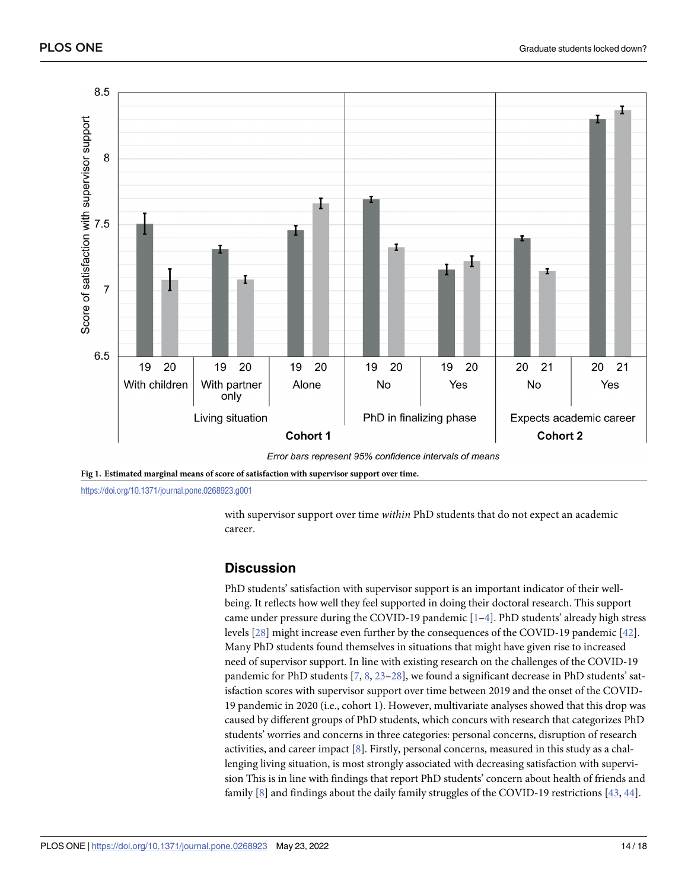Fig 1. **Estimated marginal means of score of satisfaction with supervisor support over time.**

https://doi.org/10.1371/journal.pone.0268923.g001

with supervisor support over time *within* PhD students that do not expect an academic career.

## Discussion

PhD students' satisfaction with supervisor support is an important indicator of their well-being. It reflects how well they feel supported in doing their doctoral research. This support came under pressure during the COVID-19 pandemic [1–4]. PhD students' already high stress levels [28] might increase even further by the consequences of the COVID-19 pandemic [42]. Many PhD students found themselves in situations that might have given rise to increased need of supervisor support. In line with existing research on the challenges of the COVID-19 pandemic for PhD students [7, 8, 23–28], we found a significant decrease in PhD students' satisfaction scores with supervisor support over time between 2019 and the onset of the COVID-19 pandemic in 2020 (i.e., cohort 1). However, multivariate analyses showed that this drop was caused by different groups of PhD students, which concurs with research that categorizes PhD students' worries and concerns in three categories: personal concerns, disruption of research activities, and career impact [8]. Firstly, personal concerns, measured in this study as a challenging living situation, is most strongly associated with decreasing satisfaction with supervision This is in line with findings that report PhD students' concern about health of friends and family [8] and findings about the daily family struggles of the COVID-19 restrictions [43, 44].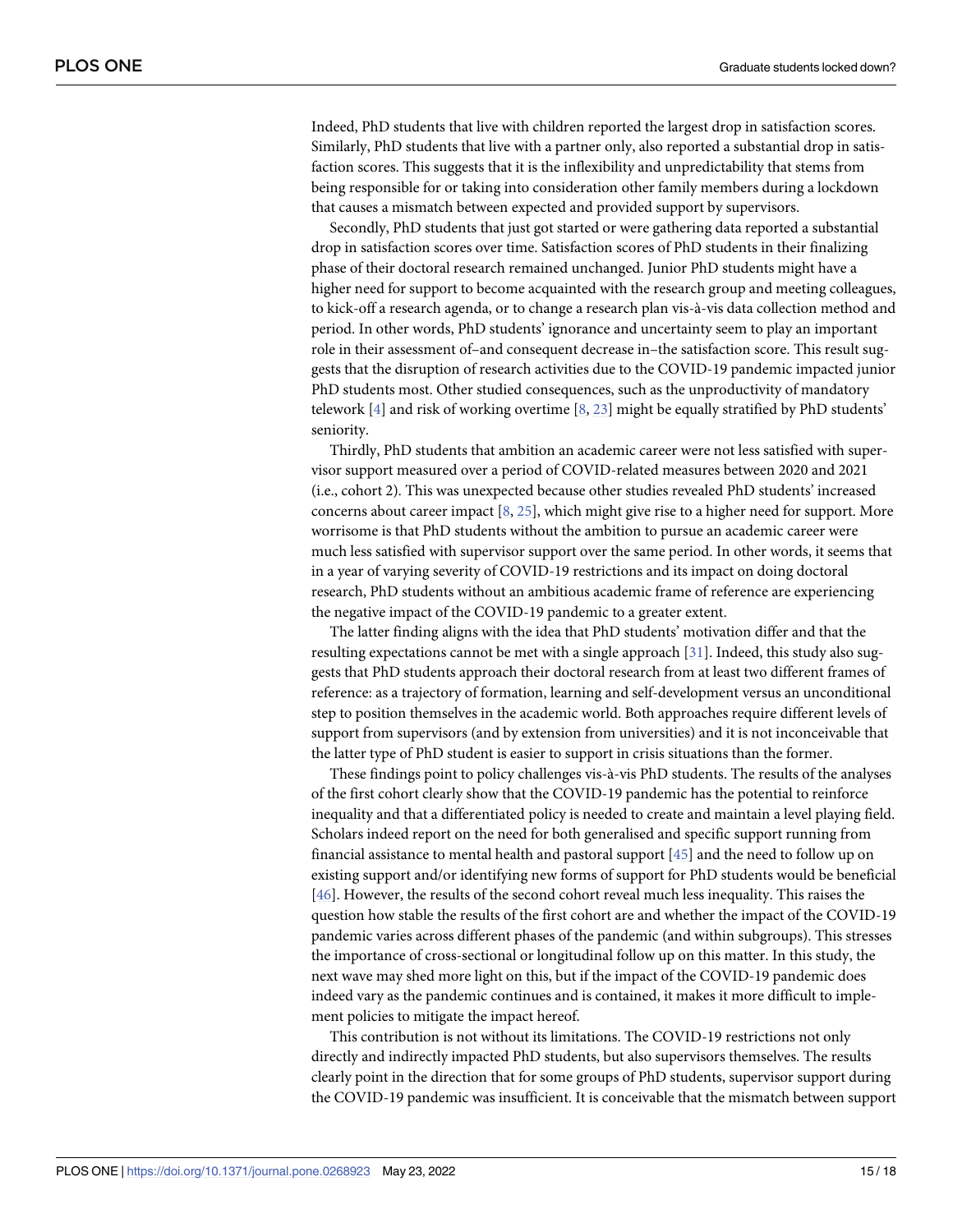Indeed, PhD students that live with children reported the largest drop in satisfaction scores. Similarly, PhD students that live with a partner only, also reported a substantial drop in satisfaction scores. This suggests that it is the inflexibility and unpredictability that stems from being responsible for or taking into consideration other family members during a lockdown that causes a mismatch between expected and provided support by supervisors.

Secondly, PhD students that just got started or were gathering data reported a substantial drop in satisfaction scores over time. Satisfaction scores of PhD students in their finalizing phase of their doctoral research remained unchanged. Junior PhD students might have a higher need for support to become acquainted with the research group and meeting colleagues, to kick-off a research agenda, or to change a research plan vis-à-vis data collection method and period. In other words, PhD students' ignorance and uncertainty seem to play an important role in their assessment of–and consequent decrease in–the satisfaction score. This result suggests that the disruption of research activities due to the COVID-19 pandemic impacted junior PhD students most. Other studied consequences, such as the unproductivity of mandatory telework [4] and risk of working overtime [8, 23] might be equally stratified by PhD students' seniority.

Thirdly, PhD students that ambition an academic career were not less satisfied with supervisor support measured over a period of COVID-related measures between 2020 and 2021 (i.e., cohort 2). This was unexpected because other studies revealed PhD students' increased concerns about career impact [8, 25], which might give rise to a higher need for support. More worrisome is that PhD students without the ambition to pursue an academic career were much less satisfied with supervisor support over the same period. In other words, it seems that in a year of varying severity of COVID-19 restrictions and its impact on doing doctoral research, PhD students without an ambitious academic frame of reference are experiencing the negative impact of the COVID-19 pandemic to a greater extent.

The latter finding aligns with the idea that PhD students' motivation differ and that the resulting expectations cannot be met with a single approach [31]. Indeed, this study also suggests that PhD students approach their doctoral research from at least two different frames of reference: as a trajectory of formation, learning and self-development versus an unconditional step to position themselves in the academic world. Both approaches require different levels of support from supervisors (and by extension from universities) and it is not inconceivable that the latter type of PhD student is easier to support in crisis situations than the former.

These findings point to policy challenges vis-à-vis PhD students. The results of the analyses of the first cohort clearly show that the COVID-19 pandemic has the potential to reinforce inequality and that a differentiated policy is needed to create and maintain a level playing field. Scholars indeed report on the need for both generalised and specific support running from financial assistance to mental health and pastoral support [45] and the need to follow up on existing support and/or identifying new forms of support for PhD students would be beneficial [46]. However, the results of the second cohort reveal much less inequality. This raises the question how stable the results of the first cohort are and whether the impact of the COVID-19 pandemic varies across different phases of the pandemic (and within subgroups). This stresses the importance of cross-sectional or longitudinal follow up on this matter. In this study, the next wave may shed more light on this, but if the impact of the COVID-19 pandemic does indeed vary as the pandemic continues and is contained, it makes it more difficult to implement policies to mitigate the impact hereof.

This contribution is not without its limitations. The COVID-19 restrictions not only directly and indirectly impacted PhD students, but also supervisors themselves. The results clearly point in the direction that for some groups of PhD students, supervisor support during the COVID-19 pandemic was insufficient. It is conceivable that the mismatch between support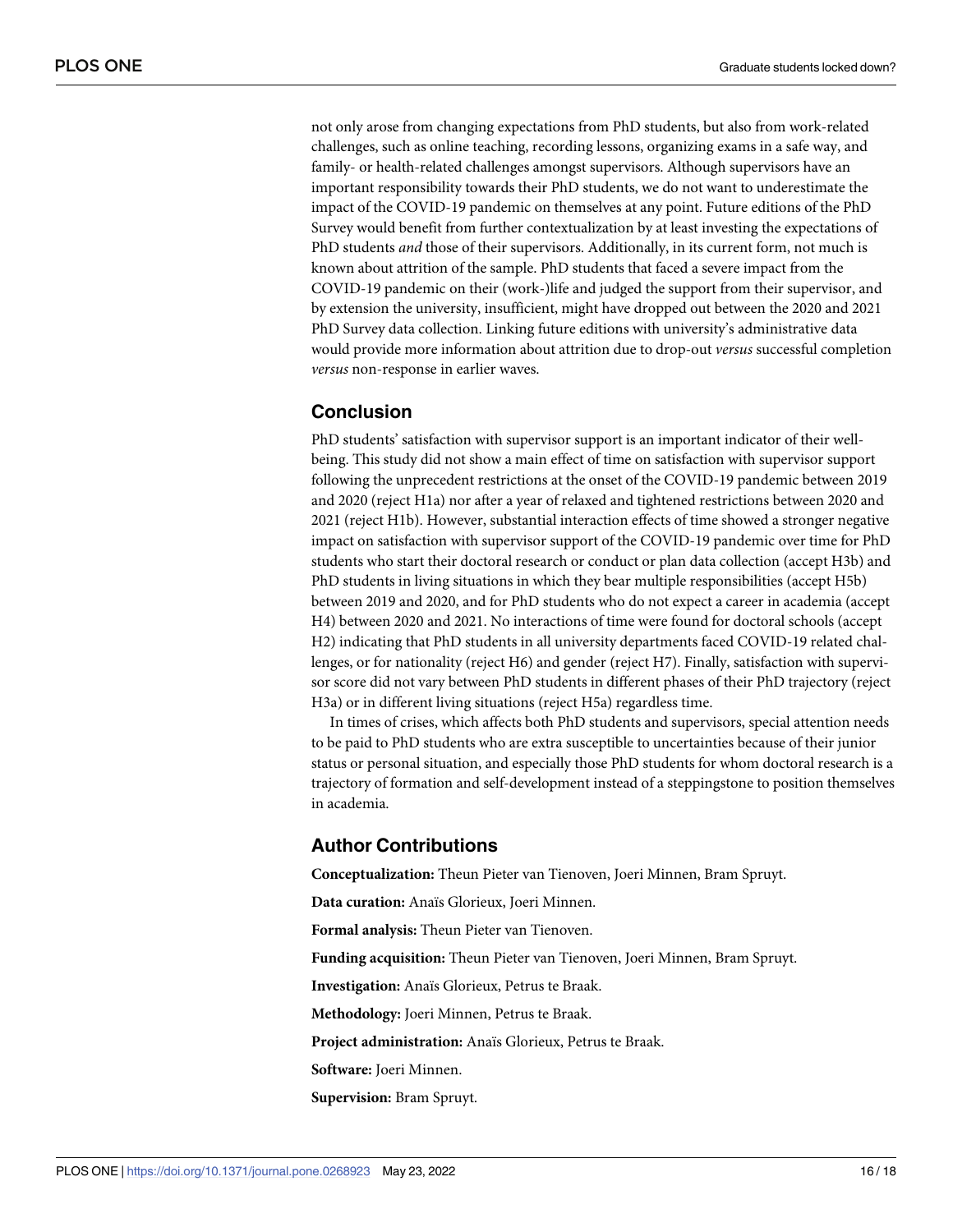not only arose from changing expectations from PhD students, but also from work-related challenges, such as online teaching, recording lessons, organizing exams in a safe way, and family- or health-related challenges amongst supervisors. Although supervisors have an important responsibility towards their PhD students, we do not want to underestimate the impact of the COVID-19 pandemic on themselves at any point. Future editions of the PhD Survey would benefit from further contextualization by at least investing the expectations of PhD students *and* those of their supervisors. Additionally, in its current form, not much is known about attrition of the sample. PhD students that faced a severe impact from the COVID-19 pandemic on their (work-)life and judged the support from their supervisor, and by extension the university, insufficient, might have dropped out between the 2020 and 2021 PhD Survey data collection. Linking future editions with university's administrative data would provide more information about attrition due to drop-out *versus* successful completion *versus* non-response in earlier waves.

## Conclusion

PhD students' satisfaction with supervisor support is an important indicator of their well-being. This study did not show a main effect of time on satisfaction with supervisor support following the unprecedent restrictions at the onset of the COVID-19 pandemic between 2019 and 2020 (reject H1a) nor after a year of relaxed and tightened restrictions between 2020 and 2021 (reject H1b). However, substantial interaction effects of time showed a stronger negative impact on satisfaction with supervisor support of the COVID-19 pandemic over time for PhD students who start their doctoral research or conduct or plan data collection (accept H3b) and PhD students in living situations in which they bear multiple responsibilities (accept H5b) between 2019 and 2020, and for PhD students who do not expect a career in academia (accept H4) between 2020 and 2021. No interactions of time were found for doctoral schools (accept H2) indicating that PhD students in all university departments faced COVID-19 related challenges, or for nationality (reject H6) and gender (reject H7). Finally, satisfaction with supervisor score did not vary between PhD students in different phases of their PhD trajectory (reject H3a) or in different living situations (reject H5a) regardless time.

In times of crises, which affects both PhD students and supervisors, special attention needs to be paid to PhD students who are extra susceptible to uncertainties because of their junior status or personal situation, and especially those PhD students for whom doctoral research is a trajectory of formation and self-development instead of a steppingstone to position themselves in academia.

## Author Contributions

**Conceptualization:** Theun Pieter van Tienoven, Joeri Minnen, Bram Spruyt.

**Data curation:** Anaïs Glorieux, Joeri Minnen.

**Formal analysis:** Theun Pieter van Tienoven.

**Funding acquisition:** Theun Pieter van Tienoven, Joeri Minnen, Bram Spruyt.

**Investigation:** Anaïs Glorieux, Petrus te Braak.

**Methodology:** Joeri Minnen, Petrus te Braak.

**Project administration:** Anaïs Glorieux, Petrus te Braak.

**Software:** Joeri Minnen.

**Supervision:** Bram Spruyt.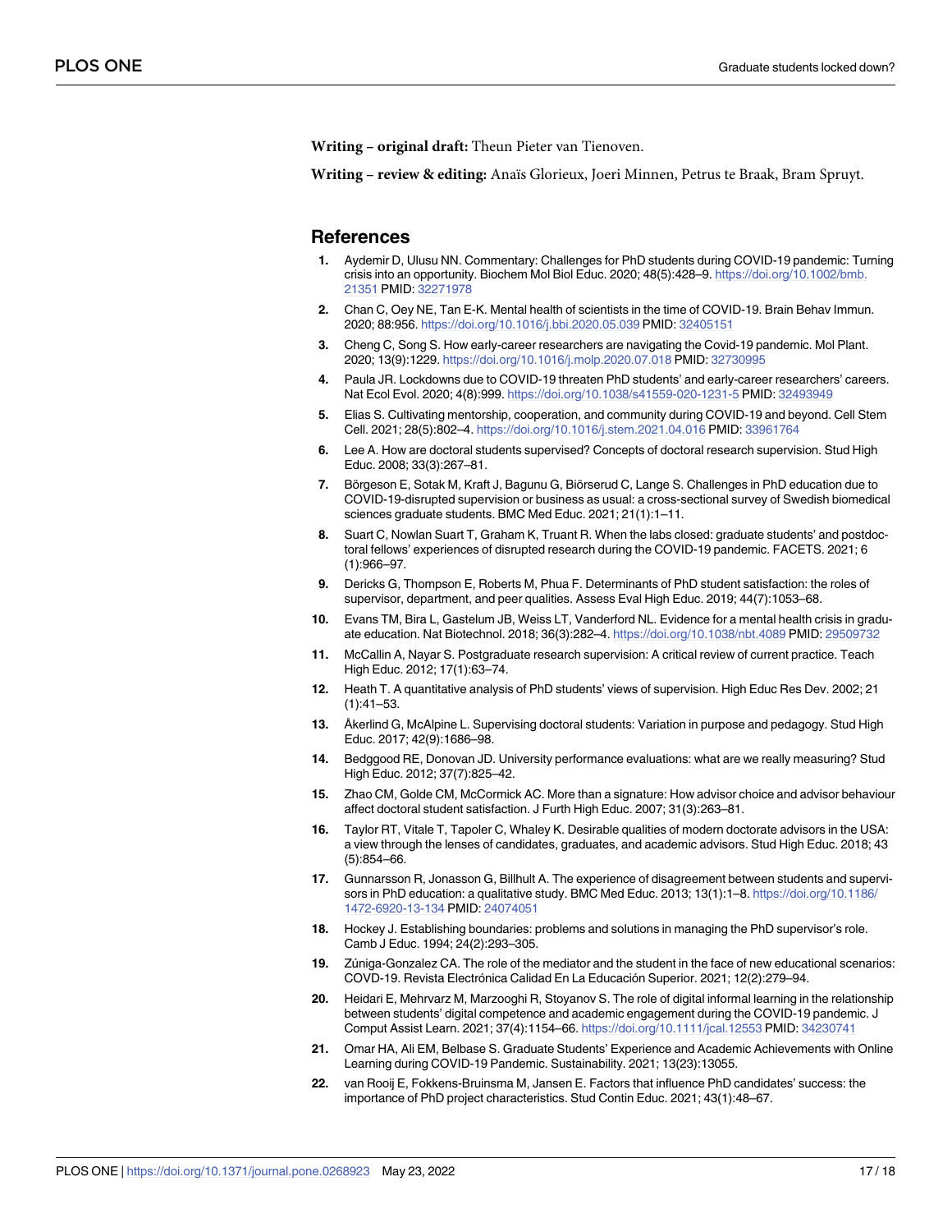**Writing – original draft:** Theun Pieter van Tienoven.

**Writing – review & editing:** Anaïs Glorieux, Joeri Minnen, Petrus te Braak, Bram Spruyt.

## References

1. Aydemir D, Ulusu NN. Commentary: Challenges for PhD students during COVID-19 pandemic: Turning crisis into an opportunity. Biochem Mol Biol Educ. 2020; 48(5):428–9. https://doi.org/10.1002/bmb.21351 PMID: 32271978
2. Chan C, Oey NE, Tan E-K. Mental health of scientists in the time of COVID-19. Brain Behav Immun. 2020; 88:956. https://doi.org/10.1016/j.bbi.2020.05.039 PMID: 32405151
3. Cheng C, Song S. How early-career researchers are navigating the Covid-19 pandemic. Mol Plant. 2020; 13(9):1229. https://doi.org/10.1016/j.molp.2020.07.018 PMID: 32730995
4. Paula JR. Lockdowns due to COVID-19 threaten PhD students' and early-career researchers' careers. Nat Ecol Evol. 2020; 4(8):999. https://doi.org/10.1038/s41559-020-1231-5 PMID: 32493949
5. Elias S. Cultivating mentorship, cooperation, and community during COVID-19 and beyond. Cell Stem Cell. 2021; 28(5):802–4. https://doi.org/10.1016/j.stem.2021.04.016 PMID: 33961764
6. Lee A. How are doctoral students supervised? Concepts of doctoral research supervision. Stud High Educ. 2008; 33(3):267–81.
7. Börgeson E, Sotak M, Kraft J, Bagunu G, Biörserud C, Lange S. Challenges in PhD education due to COVID-19-disrupted supervision or business as usual: a cross-sectional survey of Swedish biomedical sciences graduate students. BMC Med Educ. 2021; 21(1):1–11.
8. Suart C, Nowlan Suart T, Graham K, Truant R. When the labs closed: graduate students' and postdoctoral fellows' experiences of disrupted research during the COVID-19 pandemic. FACETS. 2021; 6 (1):966–97.
9. Dericks G, Thompson E, Roberts M, Phua F. Determinants of PhD student satisfaction: the roles of supervisor, department, and peer qualities. Assess Eval High Educ. 2019; 44(7):1053–68.
10. Evans TM, Bira L, Gastelum JB, Weiss LT, Vanderford NL. Evidence for a mental health crisis in graduate education. Nat Biotechnol. 2018; 36(3):282–4. https://doi.org/10.1038/nbt.4089 PMID: 29509732
11. McCallin A, Nayar S. Postgraduate research supervision: A critical review of current practice. Teach High Educ. 2012; 17(1):63–74.
12. Heath T. A quantitative analysis of PhD students' views of supervision. High Educ Res Dev. 2002; 21 (1):41–53.
13. Åkerlind G, McAlpine L. Supervising doctoral students: Variation in purpose and pedagogy. Stud High Educ. 2017; 42(9):1686–98.
14. Bedggood RE, Donovan JD. University performance evaluations: what are we really measuring? Stud High Educ. 2012; 37(7):825–42.
15. Zhao CM, Golde CM, McCormick AC. More than a signature: How advisor choice and advisor behaviour affect doctoral student satisfaction. J Furth High Educ. 2007; 31(3):263–81.
16. Taylor RT, Vitale T, Tapoler C, Whaley K. Desirable qualities of modern doctorate advisors in the USA: a view through the lenses of candidates, graduates, and academic advisors. Stud High Educ. 2018; 43 (5):854–66.
17. Gunnarsson R, Jonasson G, Billhult A. The experience of disagreement between students and supervisors in PhD education: a qualitative study. BMC Med Educ. 2013; 13(1):1–8. https://doi.org/10.1186/1472-6920-13-134 PMID: 24074051
18. Hockey J. Establishing boundaries: problems and solutions in managing the PhD supervisor's role. Camb J Educ. 1994; 24(2):293–305.
19. Zúniga-Gonzalez CA. The role of the mediator and the student in the face of new educational scenarios: COVD-19. Revista Electrónica Calidad En La Educación Superior. 2021; 12(2):279–94.
20. Heidari E, Mehrvarz M, Marzooghi R, Stoyanov S. The role of digital informal learning in the relationship between students' digital competence and academic engagement during the COVID-19 pandemic. J Comput Assist Learn. 2021; 37(4):1154–66. https://doi.org/10.1111/jcal.12553 PMID: 34230741
21. Omar HA, Ali EM, Belbase S. Graduate Students' Experience and Academic Achievements with Online Learning during COVID-19 Pandemic. Sustainability. 2021; 13(23):13055.
22. van Rooij E, Fokkens-Bruinsma M, Jansen E. Factors that influence PhD candidates' success: the importance of PhD project characteristics. Stud Contin Educ. 2021; 43(1):48–67.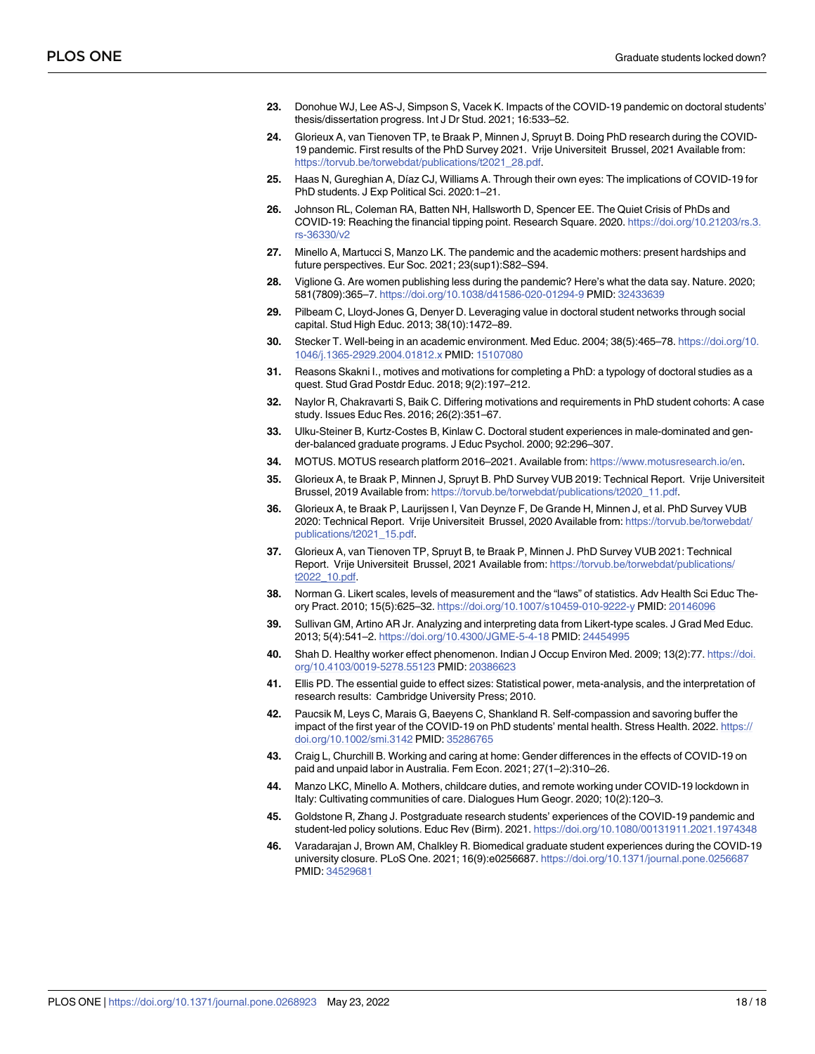23. Donohue WJ, Lee AS-J, Simpson S, Vacek K. Impacts of the COVID-19 pandemic on doctoral students' thesis/dissertation progress. Int J Dr Stud. 2021; 16:533–52.
24. Glorieux A, van Tienoven TP, te Braak P, Minnen J, Spruyt B. Doing PhD research during the COVID-19 pandemic. First results of the PhD Survey 2021. Vrije Universiteit Brussel, 2021 Available from: https://torvub.be/torwebdat/publications/t2021_28.pdf.
25. Haas N, Gureghian A, Díaz CJ, Williams A. Through their own eyes: The implications of COVID-19 for PhD students. J Exp Political Sci. 2020:1–21.
26. Johnson RL, Coleman RA, Batten NH, Hallsworth D, Spencer EE. The Quiet Crisis of PhDs and COVID-19: Reaching the financial tipping point. Research Square. 2020. https://doi.org/10.21203/rs.3.rs-36330/v2
27. Minello A, Martucci S, Manzo LK. The pandemic and the academic mothers: present hardships and future perspectives. Eur Soc. 2021; 23(sup1):S82–S94.
28. Viglione G. Are women publishing less during the pandemic? Here's what the data say. Nature. 2020; 581(7809):365–7. https://doi.org/10.1038/d41586-020-01294-9 PMID: 32433639
29. Pilbeam C, Lloyd-Jones G, Denyer D. Leveraging value in doctoral student networks through social capital. Stud High Educ. 2013; 38(10):1472–89.
30. Stecker T. Well-being in an academic environment. Med Educ. 2004; 38(5):465–78. https://doi.org/10.1046/j.1365-2929.2004.01812.x PMID: 15107080
31. Reasons Skakni I., motives and motivations for completing a PhD: a typology of doctoral studies as a quest. Stud Grad Postdr Educ. 2018; 9(2):197–212.
32. Naylor R, Chakravarti S, Baik C. Differing motivations and requirements in PhD student cohorts: A case study. Issues Educ Res. 2016; 26(2):351–67.
33. Ulku-Steiner B, Kurtz-Costes B, Kinlaw C. Doctoral student experiences in male-dominated and gender-balanced graduate programs. J Educ Psychol. 2000; 92:296–307.
34. MOTUS. MOTUS research platform 2016–2021. Available from: https://www.motusresearch.io/en.
35. Glorieux A, te Braak P, Minnen J, Spruyt B. PhD Survey VUB 2019: Technical Report. Vrije Universiteit Brussel, 2019 Available from: https://torvub.be/torwebdat/publications/t2020_11.pdf.
36. Glorieux A, te Braak P, Laurijssen I, Van Deynze F, De Grande H, Minnen J, et al. PhD Survey VUB 2020: Technical Report. Vrije Universiteit Brussel, 2020 Available from: https://torvub.be/torwebdat/publications/t2021_15.pdf.
37. Glorieux A, van Tienoven TP, Spruyt B, te Braak P, Minnen J. PhD Survey VUB 2021: Technical Report. Vrije Universiteit Brussel, 2021 Available from: https://torvub.be/torwebdat/publications/t2022_10.pdf.
38. Norman G. Likert scales, levels of measurement and the "laws" of statistics. Adv Health Sci Educ Theory Pract. 2010; 15(5):625–32. https://doi.org/10.1007/s10459-010-9222-y PMID: 20146096
39. Sullivan GM, Artino AR Jr. Analyzing and interpreting data from Likert-type scales. J Grad Med Educ. 2013; 5(4):541–2. https://doi.org/10.4300/JGME-5-4-18 PMID: 24454995
40. Shah D. Healthy worker effect phenomenon. Indian J Occup Environ Med. 2009; 13(2):77. https://doi.org/10.4103/0019-5278.55123 PMID: 20386623
41. Ellis PD. The essential guide to effect sizes: Statistical power, meta-analysis, and the interpretation of research results: Cambridge University Press; 2010.
42. Paucsik M, Leys C, Marais G, Baeyens C, Shankland R. Self-compassion and savoring buffer the impact of the first year of the COVID-19 on PhD students' mental health. Stress Health. 2022. https://doi.org/10.1002/smi.3142 PMID: 35286765
43. Craig L, Churchill B. Working and caring at home: Gender differences in the effects of COVID-19 on paid and unpaid labor in Australia. Fem Econ. 2021; 27(1–2):310–26.
44. Manzo LKC, Minello A. Mothers, childcare duties, and remote working under COVID-19 lockdown in Italy: Cultivating communities of care. Dialogues Hum Geogr. 2020; 10(2):120–3.
45. Goldstone R, Zhang J. Postgraduate research students' experiences of the COVID-19 pandemic and student-led policy solutions. Educ Rev (Birm). 2021. https://doi.org/10.1080/00131911.2021.1974348
46. Varadarajan J, Brown AM, Chalkley R. Biomedical graduate student experiences during the COVID-19 university closure. PLoS One. 2021; 16(9):e0256687. https://doi.org/10.1371/journal.pone.0256687 PMID: 34529681